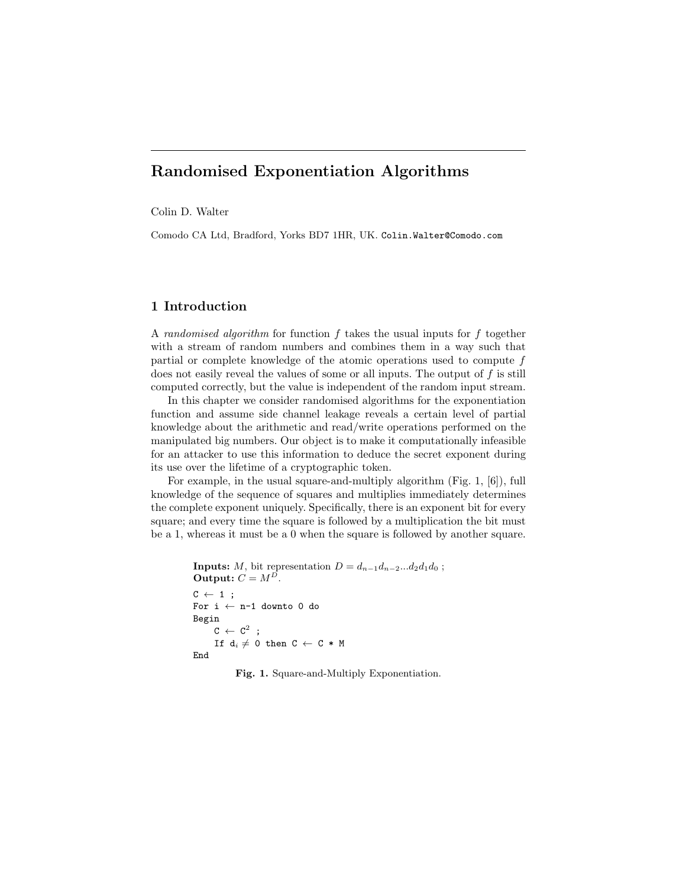# Randomised Exponentiation Algorithms

Colin D. Walter

Comodo CA Ltd, Bradford, Yorks BD7 1HR, UK. `Colin.Walter@Comodo.com`

## 1 Introduction

A *randomised algorithm* for function $f$ takes the usual inputs for $f$ together with a stream of random numbers and combines them in a way such that partial or complete knowledge of the atomic operations used to compute $f$ does not easily reveal the values of some or all inputs. The output of $f$ is still computed correctly, but the value is independent of the random input stream.

In this chapter we consider randomised algorithms for the exponentiation function and assume side channel leakage reveals a certain level of partial knowledge about the arithmetic and read/write operations performed on the manipulated big numbers. Our object is to make it computationally infeasible for an attacker to use this information to deduce the secret exponent during its use over the lifetime of a cryptographic token.

For example, in the usual square-and-multiply algorithm (Fig. 1, [6]), full knowledge of the sequence of squares and multiplies immediately determines the complete exponent uniquely. Specifically, there is an exponent bit for every square; and every time the square is followed by a multiplication the bit must be a 1, whereas it must be a 0 when the square is followed by another square.

**Inputs:** $M$, bit representation $D = d_{n-1}d_{n-2}...d_2d_1d_0$ ;
**Output:** $C = M^D$.

```
C ← 1 ;
For i ← n-1 downto 0 do
Begin
    C ← C² ;
    If dᵢ ≠ 0 then C ← C * M
End
```

**Fig. 1.** Square-and-Multiply Exponentiation.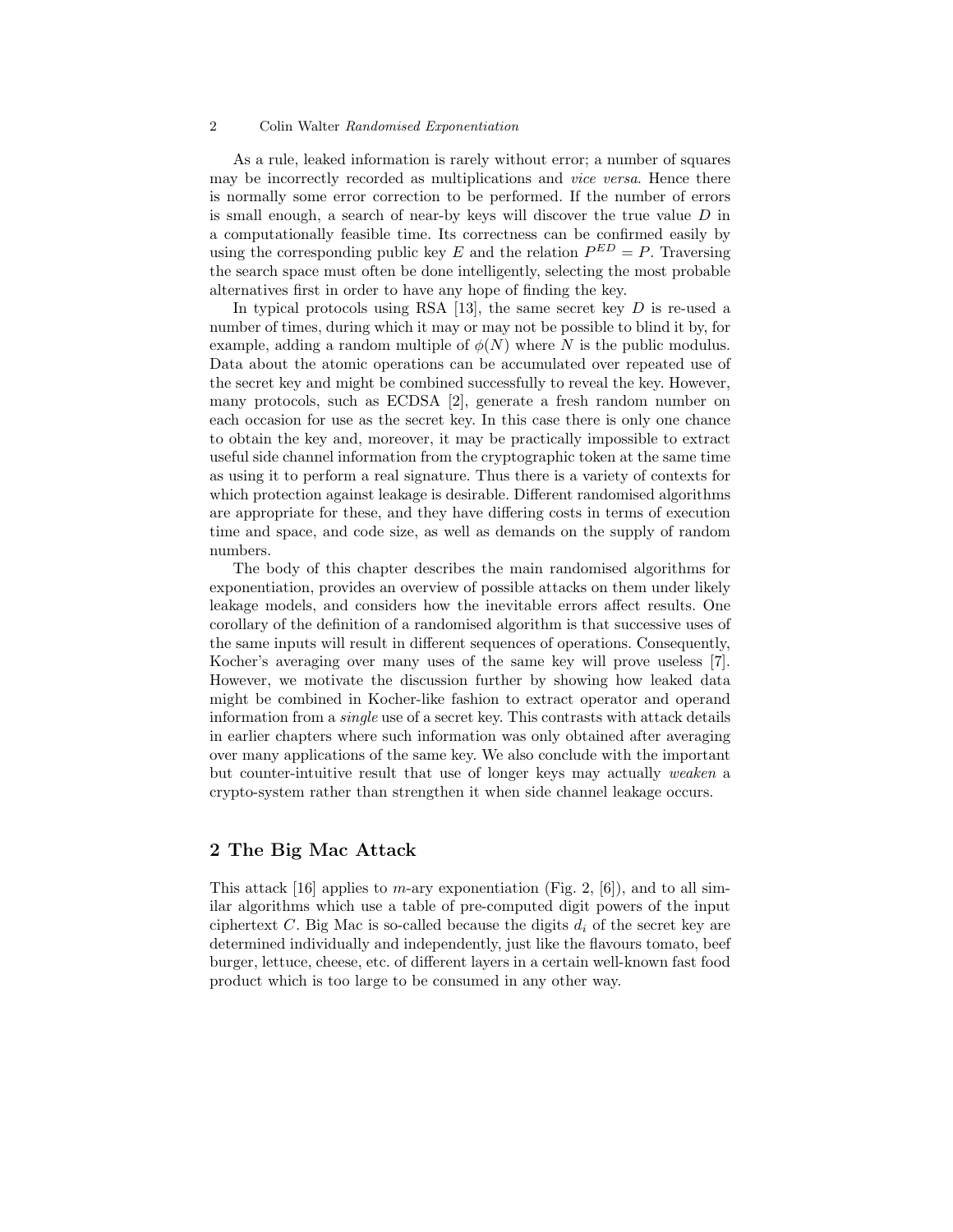As a rule, leaked information is rarely without error; a number of squares may be incorrectly recorded as multiplications and *vice versa*. Hence there is normally some error correction to be performed. If the number of errors is small enough, a search of near-by keys will discover the true value $D$ in a computationally feasible time. Its correctness can be confirmed easily by using the corresponding public key $E$ and the relation $P^{ED} = P$. Traversing the search space must often be done intelligently, selecting the most probable alternatives first in order to have any hope of finding the key.

In typical protocols using RSA [13], the same secret key $D$ is re-used a number of times, during which it may or may not be possible to blind it by, for example, adding a random multiple of $\phi(N)$ where $N$ is the public modulus. Data about the atomic operations can be accumulated over repeated use of the secret key and might be combined successfully to reveal the key. However, many protocols, such as ECDSA [2], generate a fresh random number on each occasion for use as the secret key. In this case there is only one chance to obtain the key and, moreover, it may be practically impossible to extract useful side channel information from the cryptographic token at the same time as using it to perform a real signature. Thus there is a variety of contexts for which protection against leakage is desirable. Different randomised algorithms are appropriate for these, and they have differing costs in terms of execution time and space, and code size, as well as demands on the supply of random numbers.

The body of this chapter describes the main randomised algorithms for exponentiation, provides an overview of possible attacks on them under likely leakage models, and considers how the inevitable errors affect results. One corollary of the definition of a randomised algorithm is that successive uses of the same inputs will result in different sequences of operations. Consequently, Kocher's averaging over many uses of the same key will prove useless [7]. However, we motivate the discussion further by showing how leaked data might be combined in Kocher-like fashion to extract operator and operand information from a *single* use of a secret key. This contrasts with attack details in earlier chapters where such information was only obtained after averaging over many applications of the same key. We also conclude with the important but counter-intuitive result that use of longer keys may actually *weaken* a crypto-system rather than strengthen it when side channel leakage occurs.

## 2 The Big Mac Attack

This attack [16] applies to $m$-ary exponentiation (Fig. 2, [6]), and to all similar algorithms which use a table of pre-computed digit powers of the input ciphertext $C$. Big Mac is so-called because the digits $d_i$ of the secret key are determined individually and independently, just like the flavours tomato, beef burger, lettuce, cheese, etc. of different layers in a certain well-known fast food product which is too large to be consumed in any other way.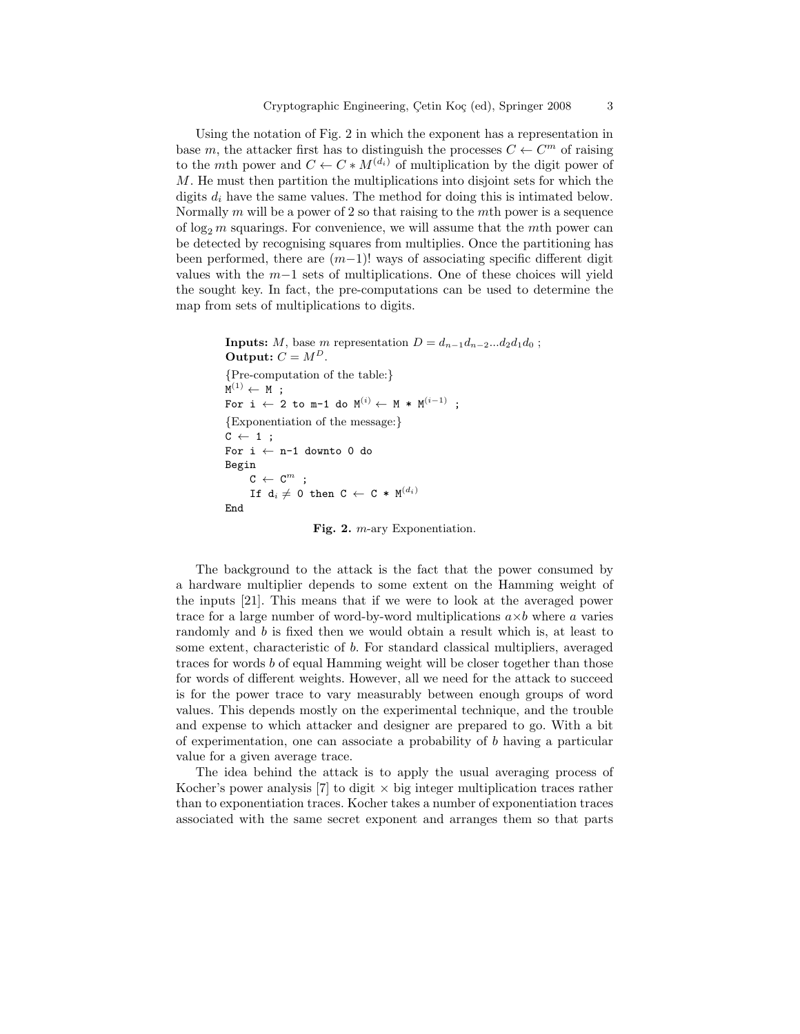Using the notation of Fig. 2 in which the exponent has a representation in base $m$, the attacker first has to distinguish the processes $C \leftarrow C^m$ of raising to the $m$th power and $C \leftarrow C * M^{(d_i)}$ of multiplication by the digit power of $M$. He must then partition the multiplications into disjoint sets for which the digits $d_i$ have the same values. The method for doing this is intimated below. Normally $m$ will be a power of 2 so that raising to the $m$th power is a sequence of $\log_2 m$ squarings. For convenience, we will assume that the $m$th power can be detected by recognising squares from multiplies. Once the partitioning has been performed, there are $(m-1)!$ ways of associating specific different digit values with the $m-1$ sets of multiplications. One of these choices will yield the sought key. In fact, the pre-computations can be used to determine the map from sets of multiplications to digits.

**Inputs:** $M$, base $m$ representation $D = d_{n-1}d_{n-2}...d_2d_1d_0$ ;
**Output:** $C = M^D$.

```
{Pre-computation of the table:}
M^(1) ← M ;
For i ← 2 to m-1 do M^(i) ← M * M^(i-1) ;
{Exponentiation of the message:}
C ← 1 ;
For i ← n-1 downto 0 do
Begin
    C ← C^m ;
    If d_i ≠ 0 then C ← C * M^(d_i)
End
```

**Fig. 2.** $m$-ary Exponentiation.

The background to the attack is the fact that the power consumed by a hardware multiplier depends to some extent on the Hamming weight of the inputs [21]. This means that if we were to look at the averaged power trace for a large number of word-by-word multiplications $a \times b$ where $a$ varies randomly and $b$ is fixed then we would obtain a result which is, at least to some extent, characteristic of $b$. For standard classical multipliers, averaged traces for words $b$ of equal Hamming weight will be closer together than those for words of different weights. However, all we need for the attack to succeed is for the power trace to vary measurably between enough groups of word values. This depends mostly on the experimental technique, and the trouble and expense to which attacker and designer are prepared to go. With a bit of experimentation, one can associate a probability of $b$ having a particular value for a given average trace.

The idea behind the attack is to apply the usual averaging process of Kocher's power analysis [7] to digit $\times$ big integer multiplication traces rather than to exponentiation traces. Kocher takes a number of exponentiation traces associated with the same secret exponent and arranges them so that parts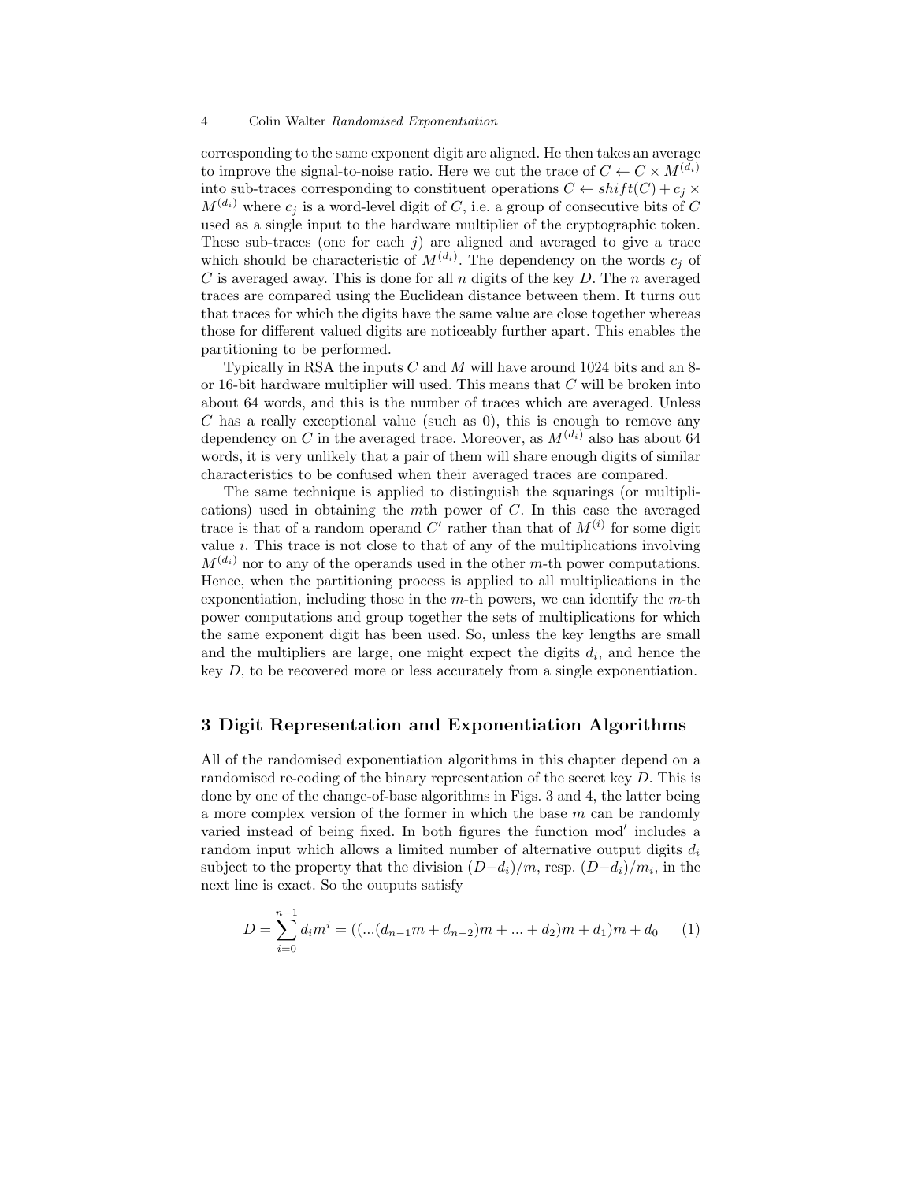corresponding to the same exponent digit are aligned. He then takes an average to improve the signal-to-noise ratio. Here we cut the trace of $C \leftarrow C \times M^{(d_i)}$ into sub-traces corresponding to constituent operations $C \leftarrow shift(C) + c_j \times M^{(d_i)}$ where $c_j$ is a word-level digit of $C$, i.e. a group of consecutive bits of $C$ used as a single input to the hardware multiplier of the cryptographic token. These sub-traces (one for each $j$) are aligned and averaged to give a trace which should be characteristic of $M^{(d_i)}$. The dependency on the words $c_j$ of $C$ is averaged away. This is done for all $n$ digits of the key $D$. The $n$ averaged traces are compared using the Euclidean distance between them. It turns out that traces for which the digits have the same value are close together whereas those for different valued digits are noticeably further apart. This enables the partitioning to be performed.

Typically in RSA the inputs $C$ and $M$ will have around 1024 bits and an 8- or 16-bit hardware multiplier will used. This means that $C$ will be broken into about 64 words, and this is the number of traces which are averaged. Unless $C$ has a really exceptional value (such as 0), this is enough to remove any dependency on $C$ in the averaged trace. Moreover, as $M^{(d_i)}$ also has about 64 words, it is very unlikely that a pair of them will share enough digits of similar characteristics to be confused when their averaged traces are compared.

The same technique is applied to distinguish the squarings (or multiplications) used in obtaining the $m$th power of $C$. In this case the averaged trace is that of a random operand $C'$ rather than that of $M^{(i)}$ for some digit value $i$. This trace is not close to that of any of the multiplications involving $M^{(d_i)}$ nor to any of the operands used in the other $m$-th power computations. Hence, when the partitioning process is applied to all multiplications in the exponentiation, including those in the $m$-th powers, we can identify the $m$-th power computations and group together the sets of multiplications for which the same exponent digit has been used. So, unless the key lengths are small and the multipliers are large, one might expect the digits $d_i$, and hence the key $D$, to be recovered more or less accurately from a single exponentiation.

## 3 Digit Representation and Exponentiation Algorithms

All of the randomised exponentiation algorithms in this chapter depend on a randomised re-coding of the binary representation of the secret key $D$. This is done by one of the change-of-base algorithms in Figs. 3 and 4, the latter being a more complex version of the former in which the base $m$ can be randomly varied instead of being fixed. In both figures the function $\bmod'$ includes a random input which allows a limited number of alternative output digits $d_i$ subject to the property that the division $(D-d_i)/m$, resp. $(D-d_i)/m_i$, in the next line is exact. So the outputs satisfy

$$D = \sum_{i=0}^{n-1} d_i m^i = ((...(d_{n-1}m + d_{n-2})m + ... + d_2)m + d_1)m + d_0 \qquad (1)$$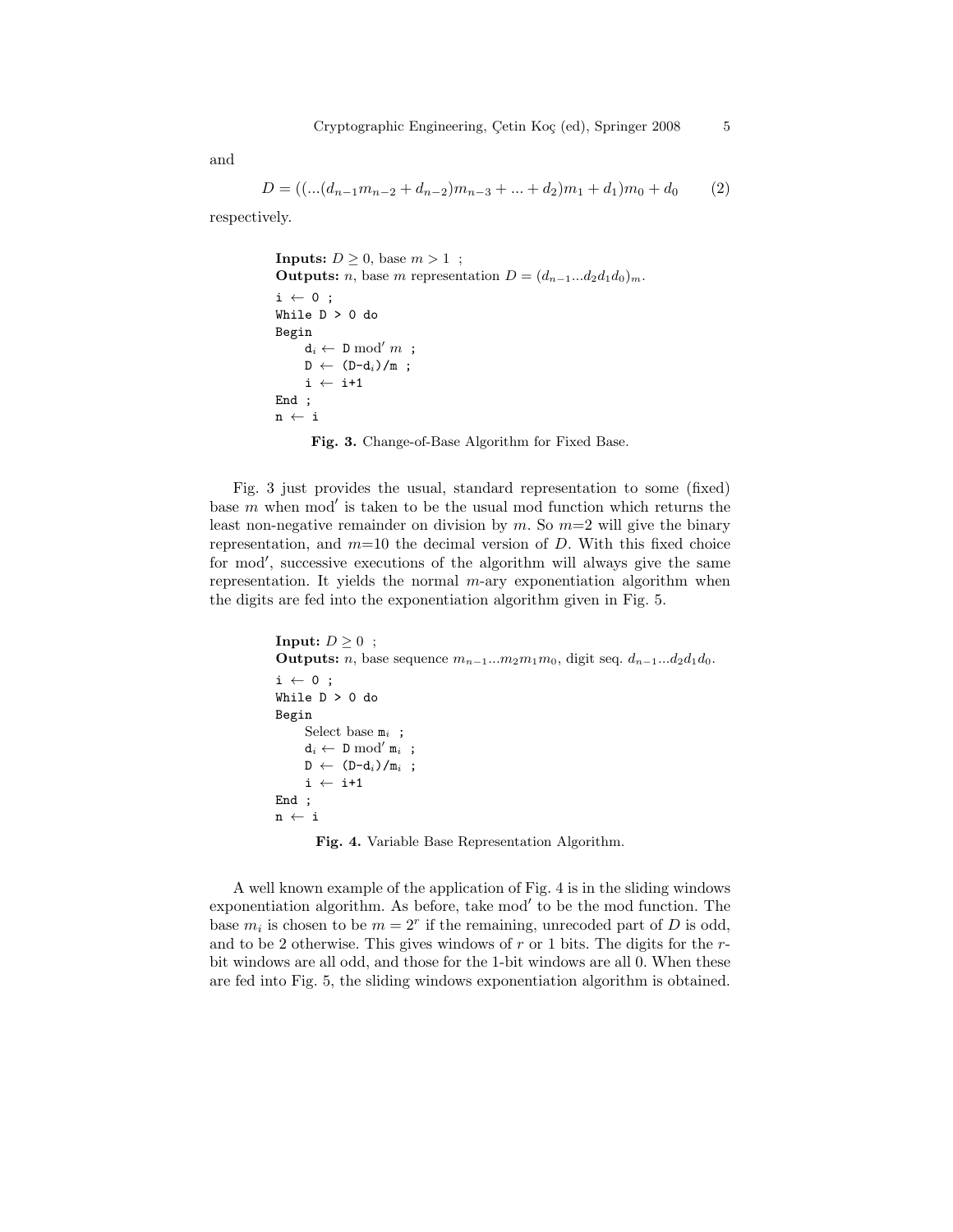and

$$D = ((...(d_{n-1}m_{n-2} + d_{n-2})m_{n-3} + ... + d_2)m_1 + d_1)m_0 + d_0 \qquad (2)$$

respectively.

```
Inputs: D ≥ 0, base m > 1 ;
Outputs: n, base m representation D = (d_{n-1}...d_2 d_1 d_0)_m.
i ← 0 ;
While D > 0 do
Begin
    d_i ← D mod' m ;
    D ← (D-d_i)/m ;
    i ← i+1
End ;
n ← i
```

**Fig. 3.** Change-of-Base Algorithm for Fixed Base.

Fig. 3 just provides the usual, standard representation to some (fixed) base $m$ when mod′ is taken to be the usual mod function which returns the least non-negative remainder on division by $m$. So $m$=2 will give the binary representation, and $m$=10 the decimal version of $D$. With this fixed choice for mod′, successive executions of the algorithm will always give the same representation. It yields the normal $m$-ary exponentiation algorithm when the digits are fed into the exponentiation algorithm given in Fig. 5.

```
Input: D ≥ 0 ;
Outputs: n, base sequence m_{n-1}...m_2 m_1 m_0, digit seq. d_{n-1}...d_2 d_1 d_0.
i ← 0 ;
While D > 0 do
Begin
    Select base m_i ;
    d_i ← D mod' m_i ;
    D ← (D-d_i)/m_i ;
    i ← i+1
End ;
n ← i
```

**Fig. 4.** Variable Base Representation Algorithm.

A well known example of the application of Fig. 4 is in the sliding windows exponentiation algorithm. As before, take mod′ to be the mod function. The base $m_i$ is chosen to be $m = 2^r$ if the remaining, unrecoded part of $D$ is odd, and to be 2 otherwise. This gives windows of $r$ or 1 bits. The digits for the $r$-bit windows are all odd, and those for the 1-bit windows are all 0. When these are fed into Fig. 5, the sliding windows exponentiation algorithm is obtained.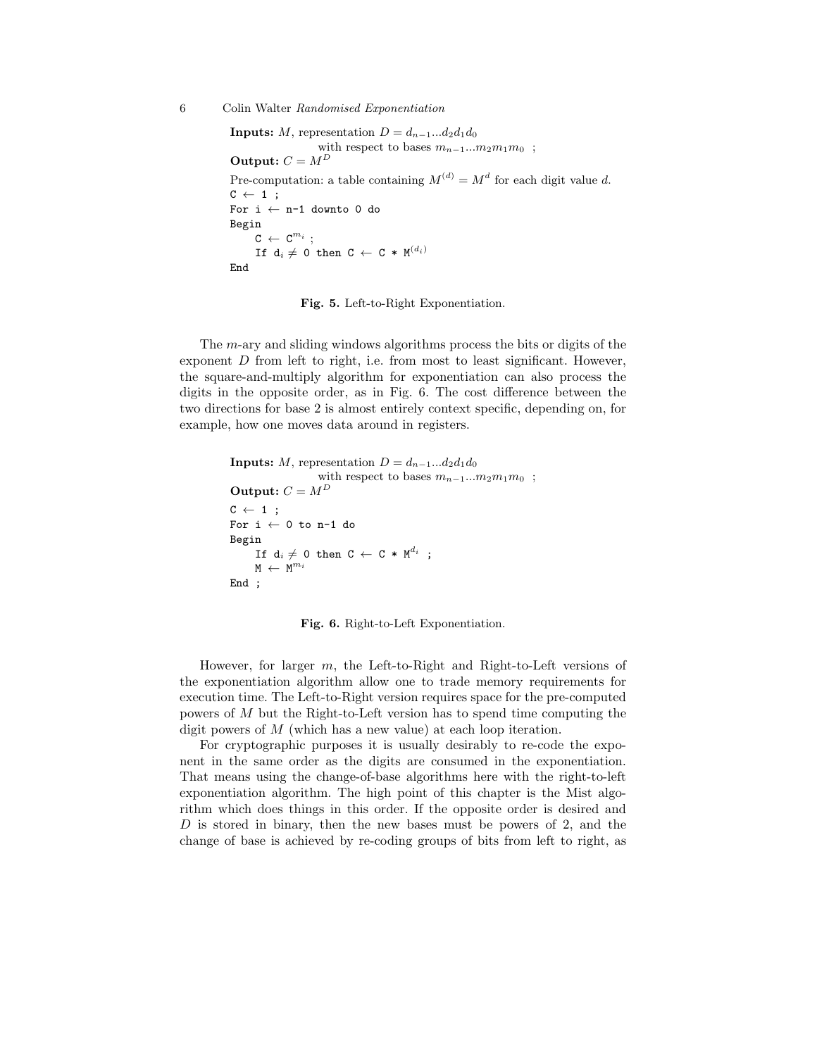**Inputs:** $M$, representation $D = d_{n-1}...d_2d_1d_0$
with respect to bases $m_{n-1}...m_2m_1m_0$ ;
**Output:** $C = M^D$
Pre-computation: a table containing $M^{(d)} = M^d$ for each digit value $d$.

```
C ← 1 ;
For i ← n-1 downto 0 do
Begin
    C ← C^(m_i) ;
    If d_i ≠ 0 then C ← C * M^((d_i))
End
```

**Fig. 5.** Left-to-Right Exponentiation.

The $m$-ary and sliding windows algorithms process the bits or digits of the exponent $D$ from left to right, i.e. from most to least significant. However, the square-and-multiply algorithm for exponentiation can also process the digits in the opposite order, as in Fig. 6. The cost difference between the two directions for base 2 is almost entirely context specific, depending on, for example, how one moves data around in registers.

**Inputs:** $M$, representation $D = d_{n-1}...d_2d_1d_0$
with respect to bases $m_{n-1}...m_2m_1m_0$ ;
**Output:** $C = M^D$

```
C ← 1 ;
For i ← 0 to n-1 do
Begin
    If d_i ≠ 0 then C ← C * M^(d_i) ;
    M ← M^(m_i)
End ;
```

**Fig. 6.** Right-to-Left Exponentiation.

However, for larger $m$, the Left-to-Right and Right-to-Left versions of the exponentiation algorithm allow one to trade memory requirements for execution time. The Left-to-Right version requires space for the pre-computed powers of $M$ but the Right-to-Left version has to spend time computing the digit powers of $M$ (which has a new value) at each loop iteration.

For cryptographic purposes it is usually desirably to re-code the exponent in the same order as the digits are consumed in the exponentiation. That means using the change-of-base algorithms here with the right-to-left exponentiation algorithm. The high point of this chapter is the Mist algorithm which does things in this order. If the opposite order is desired and $D$ is stored in binary, then the new bases must be powers of 2, and the change of base is achieved by re-coding groups of bits from left to right, as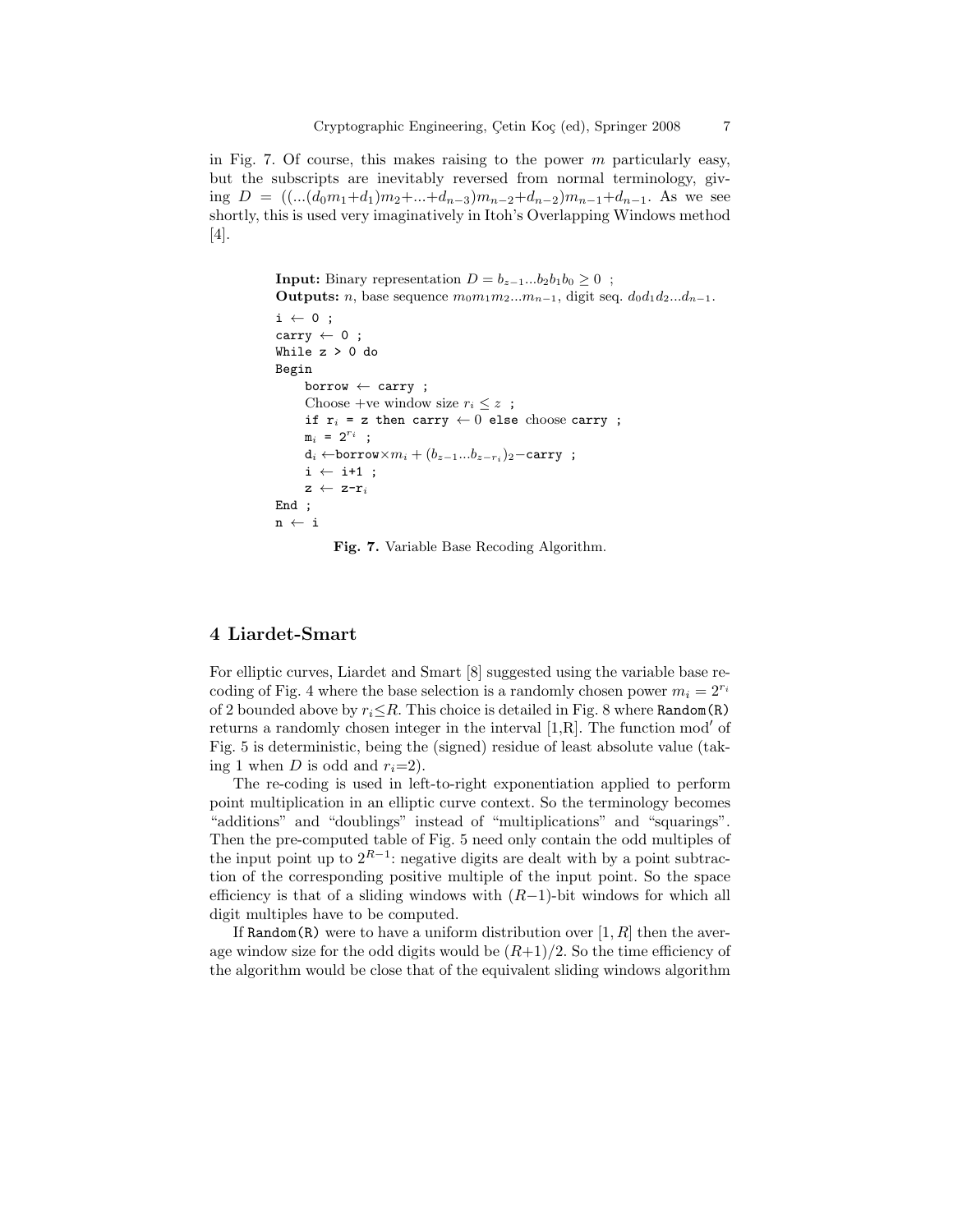in Fig. 7. Of course, this makes raising to the power $m$ particularly easy, but the subscripts are inevitably reversed from normal terminology, giving $D = ((...(d_0m_1+d_1)m_2+...+d_{n-3})m_{n-2}+d_{n-2})m_{n-1}+d_{n-1}$. As we see shortly, this is used very imaginatively in Itoh's Overlapping Windows method [4].

**Input:** Binary representation $D = b_{z-1}...b_2b_1b_0 \geq 0$ ;
**Outputs:** $n$, base sequence $m_0m_1m_2...m_{n-1}$, digit seq. $d_0d_1d_2...d_{n-1}$.

```
i ← 0 ;
carry ← 0 ;
While z > 0 do
Begin
    borrow ← carry ;
    Choose +ve window size r_i ≤ z ;
    if r_i = z then carry ← 0 else choose carry ;
    m_i = 2^(r_i) ;
    d_i ←borrow×m_i + (b_{z-1}...b_{z-r_i})_2−carry ;
    i ← i+1 ;
    z ← z-r_i
End ;
n ← i
```

**Fig. 7.** Variable Base Recoding Algorithm.

## 4 Liardet-Smart

For elliptic curves, Liardet and Smart [8] suggested using the variable base recoding of Fig. 4 where the base selection is a randomly chosen power $m_i = 2^{r_i}$ of 2 bounded above by $r_i \leq R$. This choice is detailed in Fig. 8 where `Random(R)` returns a randomly chosen integer in the interval [1,R]. The function mod$'$ of Fig. 5 is deterministic, being the (signed) residue of least absolute value (taking 1 when $D$ is odd and $r_i$=2).

The re-coding is used in left-to-right exponentiation applied to perform point multiplication in an elliptic curve context. So the terminology becomes "additions" and "doublings" instead of "multiplications" and "squarings". Then the pre-computed table of Fig. 5 need only contain the odd multiples of the input point up to $2^{R-1}$: negative digits are dealt with by a point subtraction of the corresponding positive multiple of the input point. So the space efficiency is that of a sliding windows with ($R$−1)-bit windows for which all digit multiples have to be computed.

If `Random(R)` were to have a uniform distribution over $[1, R]$ then the average window size for the odd digits would be $(R+1)/2$. So the time efficiency of the algorithm would be close that of the equivalent sliding windows algorithm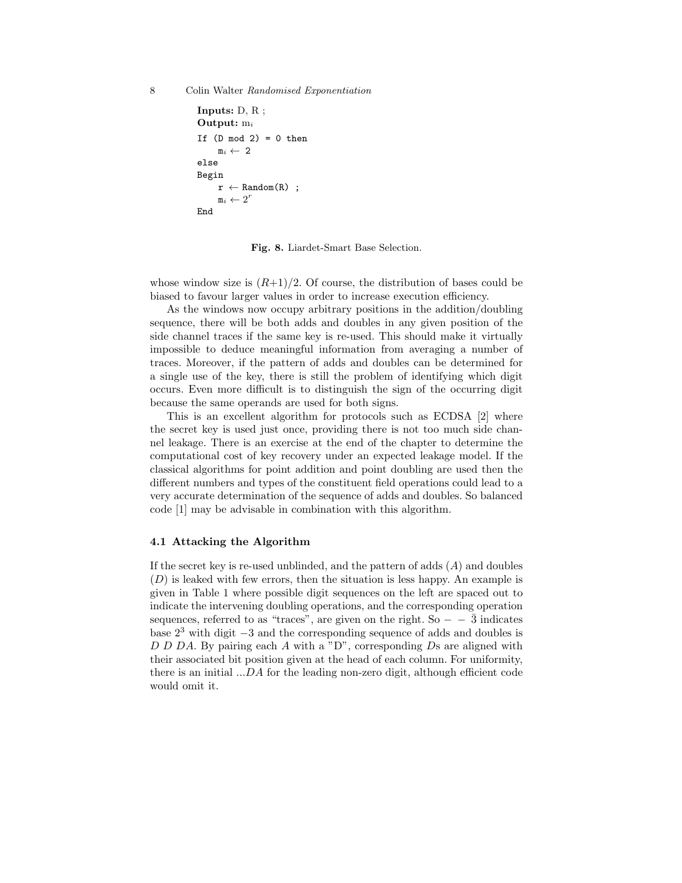```
Inputs: D, R ;
Output: m_i
If (D mod 2) = 0 then
    m_i ← 2
else
Begin
    r ← Random(R) ;
    m_i ← 2^r
End
```

**Fig. 8.** Liardet-Smart Base Selection.

whose window size is $(R+1)/2$. Of course, the distribution of bases could be biased to favour larger values in order to increase execution efficiency.

As the windows now occupy arbitrary positions in the addition/doubling sequence, there will be both adds and doubles in any given position of the side channel traces if the same key is re-used. This should make it virtually impossible to deduce meaningful information from averaging a number of traces. Moreover, if the pattern of adds and doubles can be determined for a single use of the key, there is still the problem of identifying which digit occurs. Even more difficult is to distinguish the sign of the occurring digit because the same operands are used for both signs.

This is an excellent algorithm for protocols such as ECDSA [2] where the secret key is used just once, providing there is not too much side channel leakage. There is an exercise at the end of the chapter to determine the computational cost of key recovery under an expected leakage model. If the classical algorithms for point addition and point doubling are used then the different numbers and types of the constituent field operations could lead to a very accurate determination of the sequence of adds and doubles. So balanced code [1] may be advisable in combination with this algorithm.

### 4.1 Attacking the Algorithm

If the secret key is re-used unblinded, and the pattern of adds ($A$) and doubles ($D$) is leaked with few errors, then the situation is less happy. An example is given in Table 1 where possible digit sequences on the left are spaced out to indicate the intervening doubling operations, and the corresponding operation sequences, referred to as "traces", are given on the right. So $-\ -\ \bar{3}$ indicates base $2^3$ with digit $-3$ and the corresponding sequence of adds and doubles is $D\ D\ DA$. By pairing each $A$ with a "D", corresponding $D$s are aligned with their associated bit position given at the head of each column. For uniformity, there is an initial $...DA$ for the leading non-zero digit, although efficient code would omit it.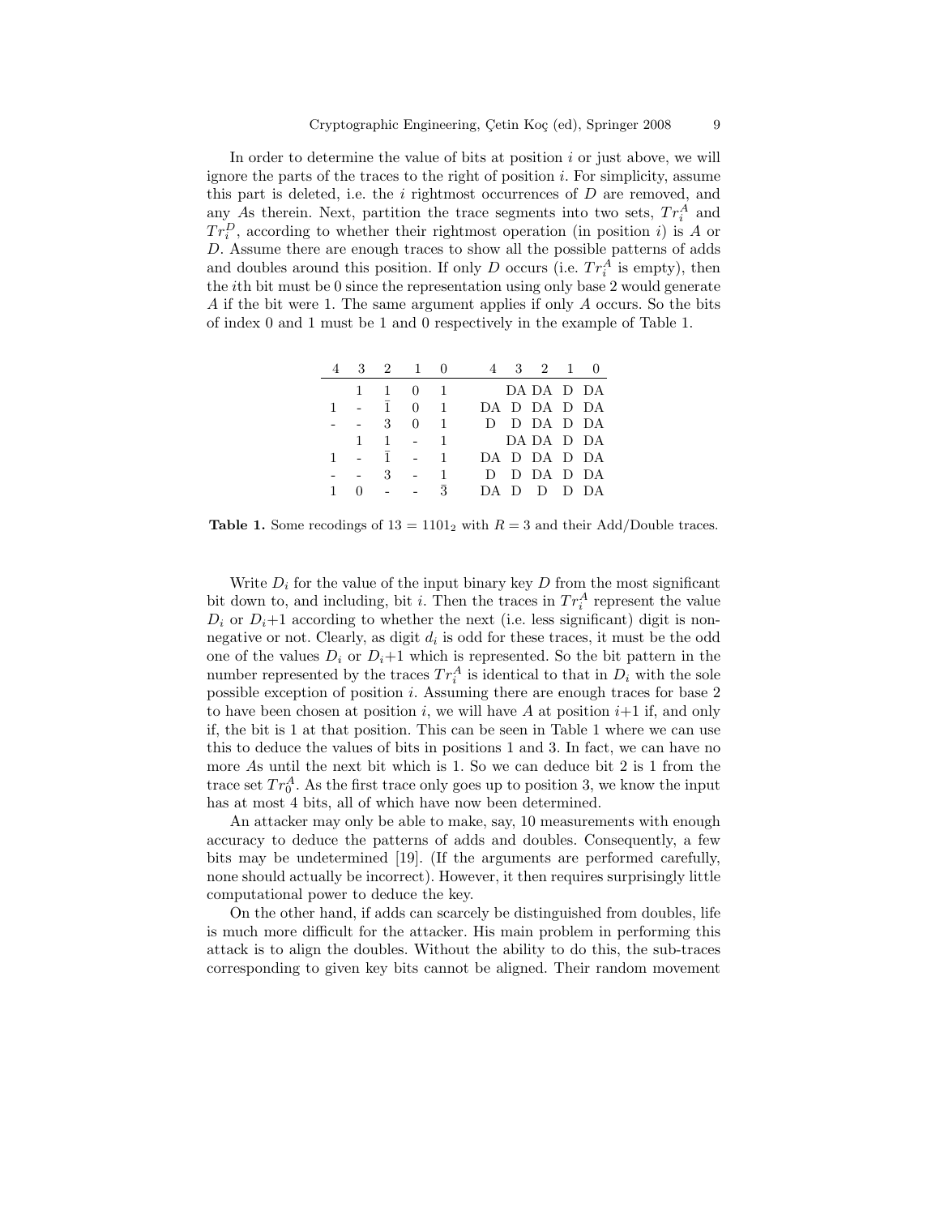In order to determine the value of bits at position $i$ or just above, we will ignore the parts of the traces to the right of position $i$. For simplicity, assume this part is deleted, i.e. the $i$ rightmost occurrences of $D$ are removed, and any $A$s therein. Next, partition the trace segments into two sets, $Tr_i^A$ and $Tr_i^D$, according to whether their rightmost operation (in position $i$) is $A$ or $D$. Assume there are enough traces to show all the possible patterns of adds and doubles around this position. If only $D$ occurs (i.e. $Tr_i^A$ is empty), then the $i$th bit must be 0 since the representation using only base 2 would generate $A$ if the bit were 1. The same argument applies if only $A$ occurs. So the bits of index 0 and 1 must be 1 and 0 respectively in the example of Table 1.

| 4 | 3 | 2 | 1 | 0 | 4 | 3 | 2 | 1 | 0 |
|---|---|---|---|---|---|---|---|---|---|
| | 1 | 1 | 0 | 1 | | DA | DA | D | DA |
| 1 | - | $\bar{1}$ | 0 | 1 | DA | D | DA | D | DA |
| - | - | 3 | 0 | 1 | D | D | DA | D | DA |
| | 1 | 1 | - | 1 | | DA | DA | D | DA |
| 1 | - | $\bar{1}$ | - | 1 | DA | D | DA | D | DA |
| - | - | 3 | - | 1 | D | D | DA | D | DA |
| 1 | 0 | - | - | $\bar{3}$ | DA | D | D | D | DA |

**Table 1.** Some recodings of $13 = 1101_2$ with $R = 3$ and their Add/Double traces.

Write $D_i$ for the value of the input binary key $D$ from the most significant bit down to, and including, bit $i$. Then the traces in $Tr_i^A$ represent the value $D_i$ or $D_i+1$ according to whether the next (i.e. less significant) digit is non-negative or not. Clearly, as digit $d_i$ is odd for these traces, it must be the odd one of the values $D_i$ or $D_i+1$ which is represented. So the bit pattern in the number represented by the traces $Tr_i^A$ is identical to that in $D_i$ with the sole possible exception of position $i$. Assuming there are enough traces for base 2 to have been chosen at position $i$, we will have $A$ at position $i+1$ if, and only if, the bit is 1 at that position. This can be seen in Table 1 where we can use this to deduce the values of bits in positions 1 and 3. In fact, we can have no more $A$s until the next bit which is 1. So we can deduce bit 2 is 1 from the trace set $Tr_0^A$. As the first trace only goes up to position 3, we know the input has at most 4 bits, all of which have now been determined.

An attacker may only be able to make, say, 10 measurements with enough accuracy to deduce the patterns of adds and doubles. Consequently, a few bits may be undetermined [19]. (If the arguments are performed carefully, none should actually be incorrect). However, it then requires surprisingly little computational power to deduce the key.

On the other hand, if adds can scarcely be distinguished from doubles, life is much more difficult for the attacker. His main problem in performing this attack is to align the doubles. Without the ability to do this, the sub-traces corresponding to given key bits cannot be aligned. Their random movement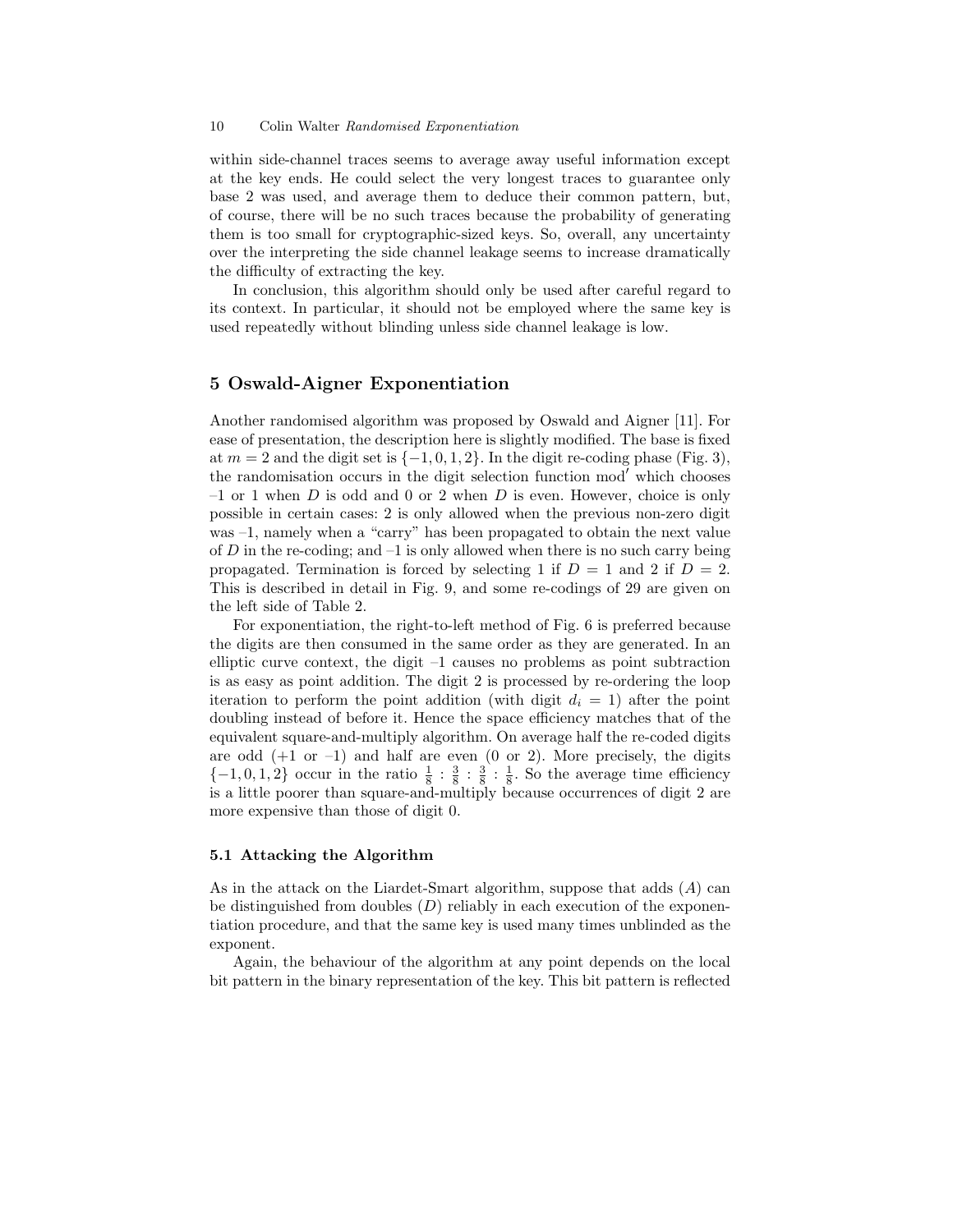within side-channel traces seems to average away useful information except at the key ends. He could select the very longest traces to guarantee only base 2 was used, and average them to deduce their common pattern, but, of course, there will be no such traces because the probability of generating them is too small for cryptographic-sized keys. So, overall, any uncertainty over the interpreting the side channel leakage seems to increase dramatically the difficulty of extracting the key.

In conclusion, this algorithm should only be used after careful regard to its context. In particular, it should not be employed where the same key is used repeatedly without blinding unless side channel leakage is low.

## 5 Oswald-Aigner Exponentiation

Another randomised algorithm was proposed by Oswald and Aigner [11]. For ease of presentation, the description here is slightly modified. The base is fixed at $m = 2$ and the digit set is $\{-1, 0, 1, 2\}$. In the digit re-coding phase (Fig. 3), the randomisation occurs in the digit selection function mod$'$ which chooses –1 or 1 when $D$ is odd and 0 or 2 when $D$ is even. However, choice is only possible in certain cases: 2 is only allowed when the previous non-zero digit was –1, namely when a "carry" has been propagated to obtain the next value of $D$ in the re-coding; and –1 is only allowed when there is no such carry being propagated. Termination is forced by selecting 1 if $D = 1$ and 2 if $D = 2$. This is described in detail in Fig. 9, and some re-codings of 29 are given on the left side of Table 2.

For exponentiation, the right-to-left method of Fig. 6 is preferred because the digits are then consumed in the same order as they are generated. In an elliptic curve context, the digit –1 causes no problems as point subtraction is as easy as point addition. The digit 2 is processed by re-ordering the loop iteration to perform the point addition (with digit $d_i = 1$) after the point doubling instead of before it. Hence the space efficiency matches that of the equivalent square-and-multiply algorithm. On average half the re-coded digits are odd (+1 or –1) and half are even (0 or 2). More precisely, the digits $\{-1, 0, 1, 2\}$ occur in the ratio $\frac{1}{8} : \frac{3}{8} : \frac{3}{8} : \frac{1}{8}$. So the average time efficiency is a little poorer than square-and-multiply because occurrences of digit 2 are more expensive than those of digit 0.

### 5.1 Attacking the Algorithm

As in the attack on the Liardet-Smart algorithm, suppose that adds ($A$) can be distinguished from doubles ($D$) reliably in each execution of the exponentiation procedure, and that the same key is used many times unblinded as the exponent.

Again, the behaviour of the algorithm at any point depends on the local bit pattern in the binary representation of the key. This bit pattern is reflected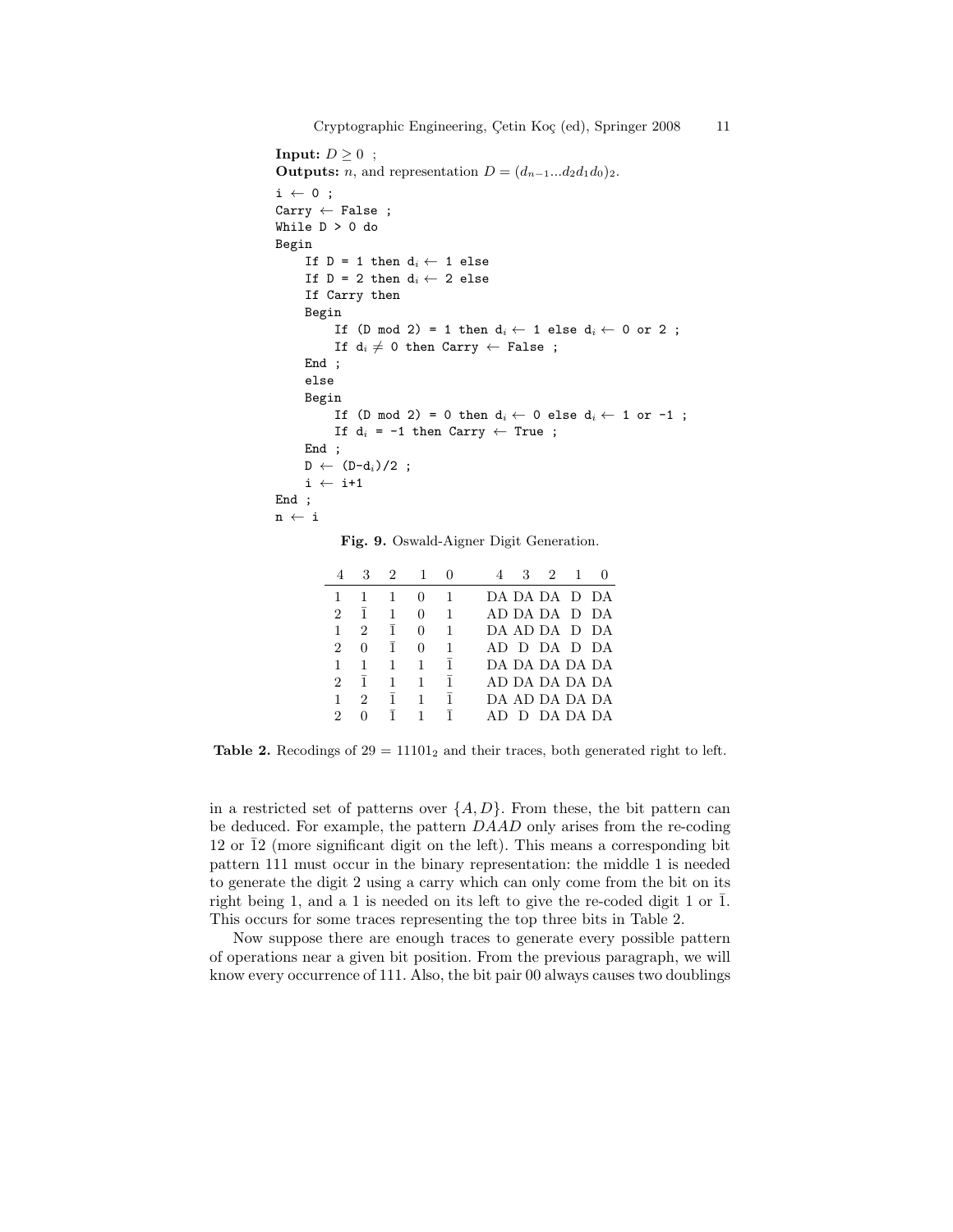**Input:** $D \geq 0$ ;
**Outputs:** $n$, and representation $D = (d_{n-1}...d_2d_1d_0)_2$.

```
i ← 0 ;
Carry ← False ;
While D > 0 do
Begin
    If D = 1 then d_i ← 1 else
    If D = 2 then d_i ← 2 else
    If Carry then
    Begin
        If (D mod 2) = 1 then d_i ← 1 else d_i ← 0 or 2 ;
        If d_i ≠ 0 then Carry ← False ;
    End ;
    else
    Begin
        If (D mod 2) = 0 then d_i ← 0 else d_i ← 1 or -1 ;
        If d_i = -1 then Carry ← True ;
    End ;
    D ← (D-d_i)/2 ;
    i ← i+1
End ;
n ← i
```

**Fig. 9.** Oswald-Aigner Digit Generation.

| 4 | 3 | 2 | 1 | 0 | 4 | 3 | 2 | 1 | 0 |
|---|---|---|---|---|---|---|---|---|---|
| 1 | 1 | 1 | 0 | 1 | DA | DA | DA | D | DA |
| 2 | $\bar{1}$ | 1 | 0 | 1 | AD | DA | DA | D | DA |
| 1 | 2 | $\bar{1}$ | 0 | 1 | DA | AD | DA | D | DA |
| 2 | 0 | $\bar{1}$ | 0 | 1 | AD | D | DA | D | DA |
| 1 | 1 | 1 | 1 | $\bar{1}$ | DA | DA | DA | DA | DA |
| 2 | $\bar{1}$ | 1 | 1 | $\bar{1}$ | AD | DA | DA | DA | DA |
| 1 | 2 | $\bar{1}$ | 1 | $\bar{1}$ | DA | AD | DA | DA | DA |
| 2 | 0 | $\bar{1}$ | 1 | $\bar{1}$ | AD | D | DA | DA | DA |

**Table 2.** Recodings of $29 = 11101_2$ and their traces, both generated right to left.

in a restricted set of patterns over $\{A, D\}$. From these, the bit pattern can be deduced. For example, the pattern $DAAD$ only arises from the re-coding 12 or $\bar{1}2$ (more significant digit on the left). This means a corresponding bit pattern 111 must occur in the binary representation: the middle 1 is needed to generate the digit 2 using a carry which can only come from the bit on its right being 1, and a 1 is needed on its left to give the re-coded digit 1 or $\bar{1}$. This occurs for some traces representing the top three bits in Table 2.

Now suppose there are enough traces to generate every possible pattern of operations near a given bit position. From the previous paragraph, we will know every occurrence of 111. Also, the bit pair 00 always causes two doublings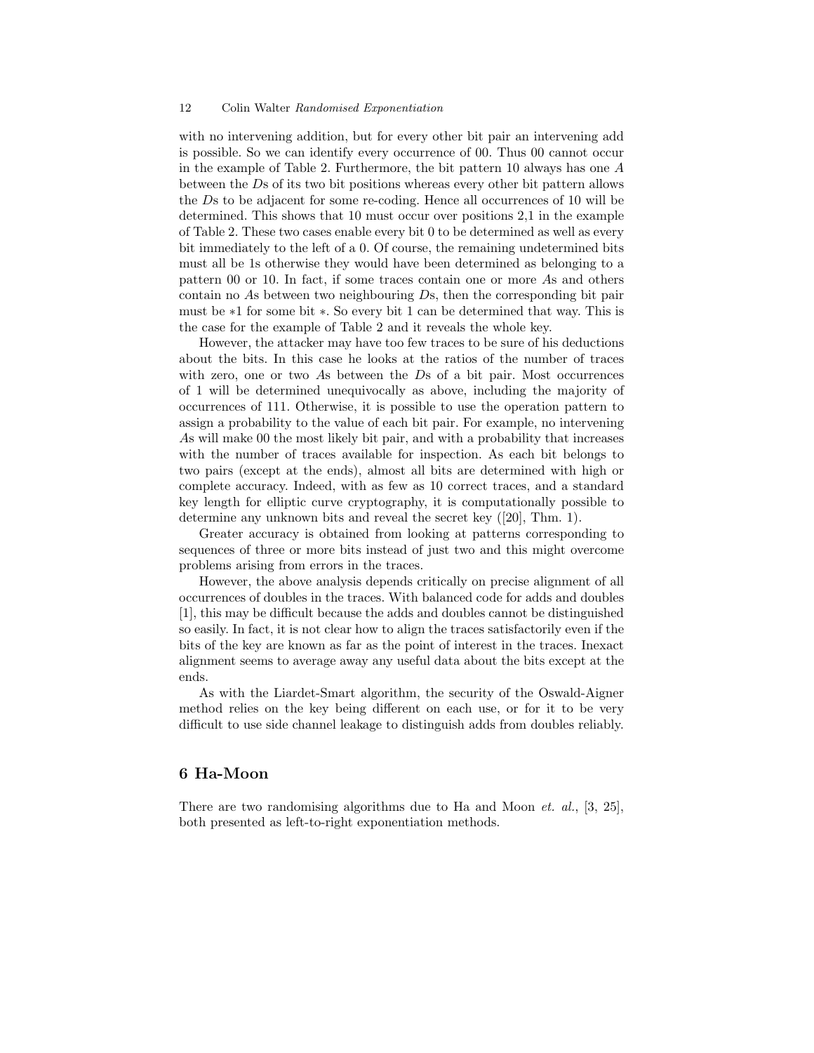with no intervening addition, but for every other bit pair an intervening add is possible. So we can identify every occurrence of 00. Thus 00 cannot occur in the example of Table 2. Furthermore, the bit pattern 10 always has one $A$ between the $D$s of its two bit positions whereas every other bit pattern allows the $D$s to be adjacent for some re-coding. Hence all occurrences of 10 will be determined. This shows that 10 must occur over positions 2,1 in the example of Table 2. These two cases enable every bit 0 to be determined as well as every bit immediately to the left of a 0. Of course, the remaining undetermined bits must all be 1s otherwise they would have been determined as belonging to a pattern 00 or 10. In fact, if some traces contain one or more $A$s and others contain no $A$s between two neighbouring $D$s, then the corresponding bit pair must be $*1$ for some bit $*$. So every bit 1 can be determined that way. This is the case for the example of Table 2 and it reveals the whole key.

However, the attacker may have too few traces to be sure of his deductions about the bits. In this case he looks at the ratios of the number of traces with zero, one or two $A$s between the $D$s of a bit pair. Most occurrences of 1 will be determined unequivocally as above, including the majority of occurrences of 111. Otherwise, it is possible to use the operation pattern to assign a probability to the value of each bit pair. For example, no intervening $A$s will make 00 the most likely bit pair, and with a probability that increases with the number of traces available for inspection. As each bit belongs to two pairs (except at the ends), almost all bits are determined with high or complete accuracy. Indeed, with as few as 10 correct traces, and a standard key length for elliptic curve cryptography, it is computationally possible to determine any unknown bits and reveal the secret key ([20], Thm. 1).

Greater accuracy is obtained from looking at patterns corresponding to sequences of three or more bits instead of just two and this might overcome problems arising from errors in the traces.

However, the above analysis depends critically on precise alignment of all occurrences of doubles in the traces. With balanced code for adds and doubles [1], this may be difficult because the adds and doubles cannot be distinguished so easily. In fact, it is not clear how to align the traces satisfactorily even if the bits of the key are known as far as the point of interest in the traces. Inexact alignment seems to average away any useful data about the bits except at the ends.

As with the Liardet-Smart algorithm, the security of the Oswald-Aigner method relies on the key being different on each use, or for it to be very difficult to use side channel leakage to distinguish adds from doubles reliably.

## 6 Ha-Moon

There are two randomising algorithms due to Ha and Moon *et. al.*, [3, 25], both presented as left-to-right exponentiation methods.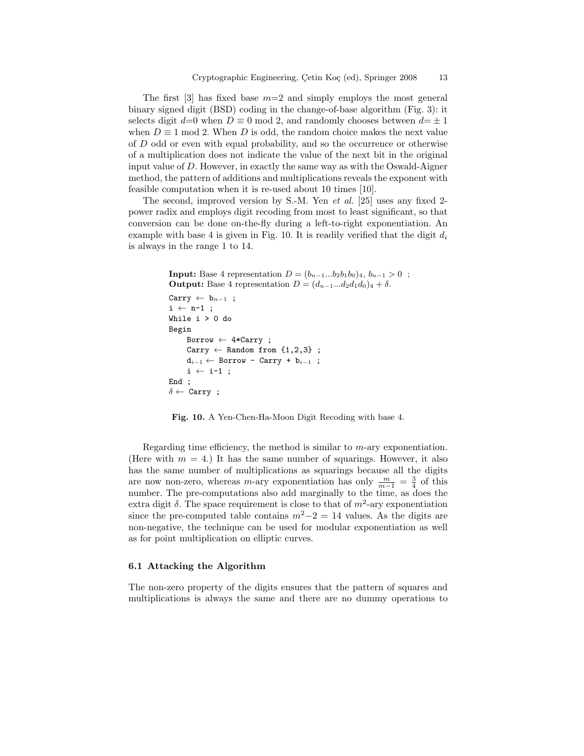The first [3] has fixed base $m$=2 and simply employs the most general binary signed digit (BSD) coding in the change-of-base algorithm (Fig. 3): it selects digit $d$=0 when $D \equiv 0 \bmod 2$, and randomly chooses between $d = \pm 1$ when $D \equiv 1 \bmod 2$. When $D$ is odd, the random choice makes the next value of $D$ odd or even with equal probability, and so the occurrence or otherwise of a multiplication does not indicate the value of the next bit in the original input value of $D$. However, in exactly the same way as with the Oswald-Aigner method, the pattern of additions and multiplications reveals the exponent with feasible computation when it is re-used about 10 times [10].

The second, improved version by S.-M. Yen *et al.* [25] uses any fixed 2-power radix and employs digit recoding from most to least significant, so that conversion can be done on-the-fly during a left-to-right exponentiation. An example with base 4 is given in Fig. 10. It is readily verified that the digit $d_i$ is always in the range 1 to 14.

**Input:** Base 4 representation $D = (b_{n-1}...b_2b_1b_0)_4$, $b_{n-1} > 0$ ;
**Output:** Base 4 representation $D = (d_{n-1}...d_2d_1d_0)_4 + \delta$.

```
Carry ← b_{n-1} ;
i ← n-1 ;
While i > 0 do
Begin
    Borrow ← 4*Carry ;
    Carry ← Random from {1,2,3} ;
    d_{i-1} ← Borrow - Carry + b_{i-1} ;
    i ← i-1 ;
End ;
δ ← Carry ;
```

**Fig. 10.** A Yen-Chen-Ha-Moon Digit Recoding with base 4.

Regarding time efficiency, the method is similar to $m$-ary exponentiation. (Here with $m = 4$.) It has the same number of squarings. However, it also has the same number of multiplications as squarings because all the digits are now non-zero, whereas $m$-ary exponentiation has only $\frac{m}{m-1} = \frac{3}{4}$ of this number. The pre-computations also add marginally to the time, as does the extra digit $\delta$. The space requirement is close to that of $m^2$-ary exponentiation since the pre-computed table contains $m^2-2 = 14$ values. As the digits are non-negative, the technique can be used for modular exponentiation as well as for point multiplication on elliptic curves.

### 6.1 Attacking the Algorithm

The non-zero property of the digits ensures that the pattern of squares and multiplications is always the same and there are no dummy operations to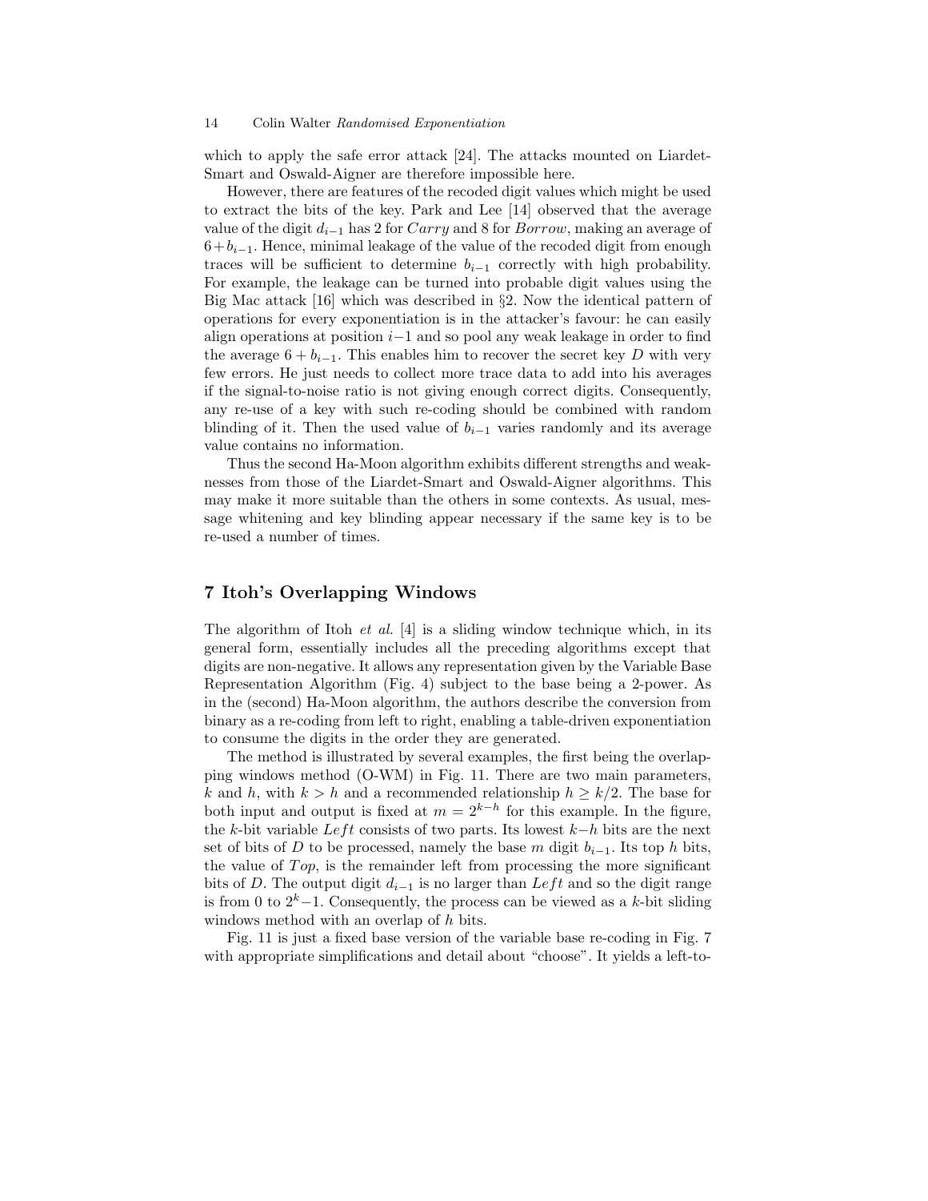which to apply the safe error attack [24]. The attacks mounted on Liardet-Smart and Oswald-Aigner are therefore impossible here.

However, there are features of the recoded digit values which might be used to extract the bits of the key. Park and Lee [14] observed that the average value of the digit $d_{i-1}$ has 2 for $Carry$ and 8 for $Borrow$, making an average of $6+b_{i-1}$. Hence, minimal leakage of the value of the recoded digit from enough traces will be sufficient to determine $b_{i-1}$ correctly with high probability. For example, the leakage can be turned into probable digit values using the Big Mac attack [16] which was described in §2. Now the identical pattern of operations for every exponentiation is in the attacker's favour: he can easily align operations at position $i-1$ and so pool any weak leakage in order to find the average $6+b_{i-1}$. This enables him to recover the secret key $D$ with very few errors. He just needs to collect more trace data to add into his averages if the signal-to-noise ratio is not giving enough correct digits. Consequently, any re-use of a key with such re-coding should be combined with random blinding of it. Then the used value of $b_{i-1}$ varies randomly and its average value contains no information.

Thus the second Ha-Moon algorithm exhibits different strengths and weaknesses from those of the Liardet-Smart and Oswald-Aigner algorithms. This may make it more suitable than the others in some contexts. As usual, message whitening and key blinding appear necessary if the same key is to be re-used a number of times.

## 7 Itoh's Overlapping Windows

The algorithm of Itoh *et al.* [4] is a sliding window technique which, in its general form, essentially includes all the preceding algorithms except that digits are non-negative. It allows any representation given by the Variable Base Representation Algorithm (Fig. 4) subject to the base being a 2-power. As in the (second) Ha-Moon algorithm, the authors describe the conversion from binary as a re-coding from left to right, enabling a table-driven exponentiation to consume the digits in the order they are generated.

The method is illustrated by several examples, the first being the overlapping windows method (O-WM) in Fig. 11. There are two main parameters, $k$ and $h$, with $k>h$ and a recommended relationship $h \geq k/2$. The base for both input and output is fixed at $m = 2^{k-h}$ for this example. In the figure, the $k$-bit variable $Left$ consists of two parts. Its lowest $k-h$ bits are the next set of bits of $D$ to be processed, namely the base $m$ digit $b_{i-1}$. Its top $h$ bits, the value of $Top$, is the remainder left from processing the more significant bits of $D$. The output digit $d_{i-1}$ is no larger than $Left$ and so the digit range is from 0 to $2^k-1$. Consequently, the process can be viewed as a $k$-bit sliding windows method with an overlap of $h$ bits.

Fig. 11 is just a fixed base version of the variable base re-coding in Fig. 7 with appropriate simplifications and detail about "choose". It yields a left-to-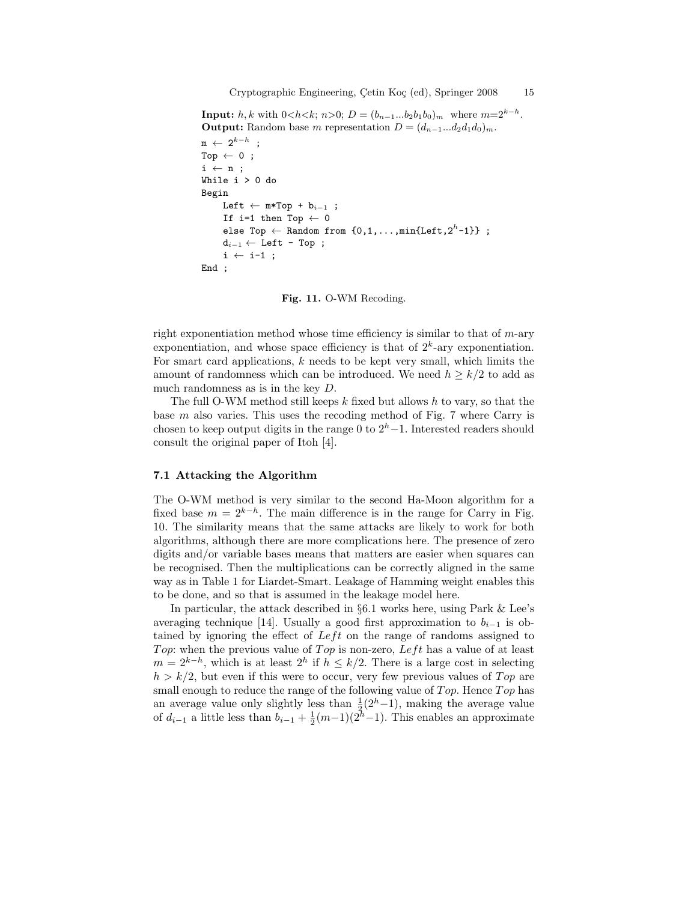**Input:** $h, k$ with $0<h<k$; $n>0$; $D = (b_{n-1}...b_2b_1b_0)_m$ where $m=2^{k-h}$.
**Output:** Random base $m$ representation $D = (d_{n-1}...d_2d_1d_0)_m$.

```
m ← 2^(k-h) ;
Top ← 0 ;
i ← n ;
While i > 0 do
Begin
    Left ← m*Top + b_(i-1) ;
    If i=1 then Top ← 0
    else Top ← Random from {0,1,...,min{Left,2^h-1}} ;
    d_(i-1) ← Left - Top ;
    i ← i-1 ;
End ;
```

**Fig. 11.** O-WM Recoding.

right exponentiation method whose time efficiency is similar to that of $m$-ary exponentiation, and whose space efficiency is that of $2^k$-ary exponentiation. For smart card applications, $k$ needs to be kept very small, which limits the amount of randomness which can be introduced. We need $h \geq k/2$ to add as much randomness as is in the key $D$.

The full O-WM method still keeps $k$ fixed but allows $h$ to vary, so that the base $m$ also varies. This uses the recoding method of Fig. 7 where Carry is chosen to keep output digits in the range 0 to $2^h-1$. Interested readers should consult the original paper of Itoh [4].

### 7.1 Attacking the Algorithm

The O-WM method is very similar to the second Ha-Moon algorithm for a fixed base $m = 2^{k-h}$. The main difference is in the range for Carry in Fig. 10. The similarity means that the same attacks are likely to work for both algorithms, although there are more complications here. The presence of zero digits and/or variable bases means that matters are easier when squares can be recognised. Then the multiplications can be correctly aligned in the same way as in Table 1 for Liardet-Smart. Leakage of Hamming weight enables this to be done, and so that is assumed in the leakage model here.

In particular, the attack described in §6.1 works here, using Park & Lee's averaging technique [14]. Usually a good first approximation to $b_{i-1}$ is obtained by ignoring the effect of $Left$ on the range of randoms assigned to $Top$: when the previous value of $Top$ is non-zero, $Left$ has a value of at least $m = 2^{k-h}$, which is at least $2^h$ if $h \leq k/2$. There is a large cost in selecting $h > k/2$, but even if this were to occur, very few previous values of $Top$ are small enough to reduce the range of the following value of $Top$. Hence $Top$ has an average value only slightly less than $\frac{1}{2}(2^h-1)$, making the average value of $d_{i-1}$ a little less than $b_{i-1} + \frac{1}{2}(m-1)(2^h-1)$. This enables an approximate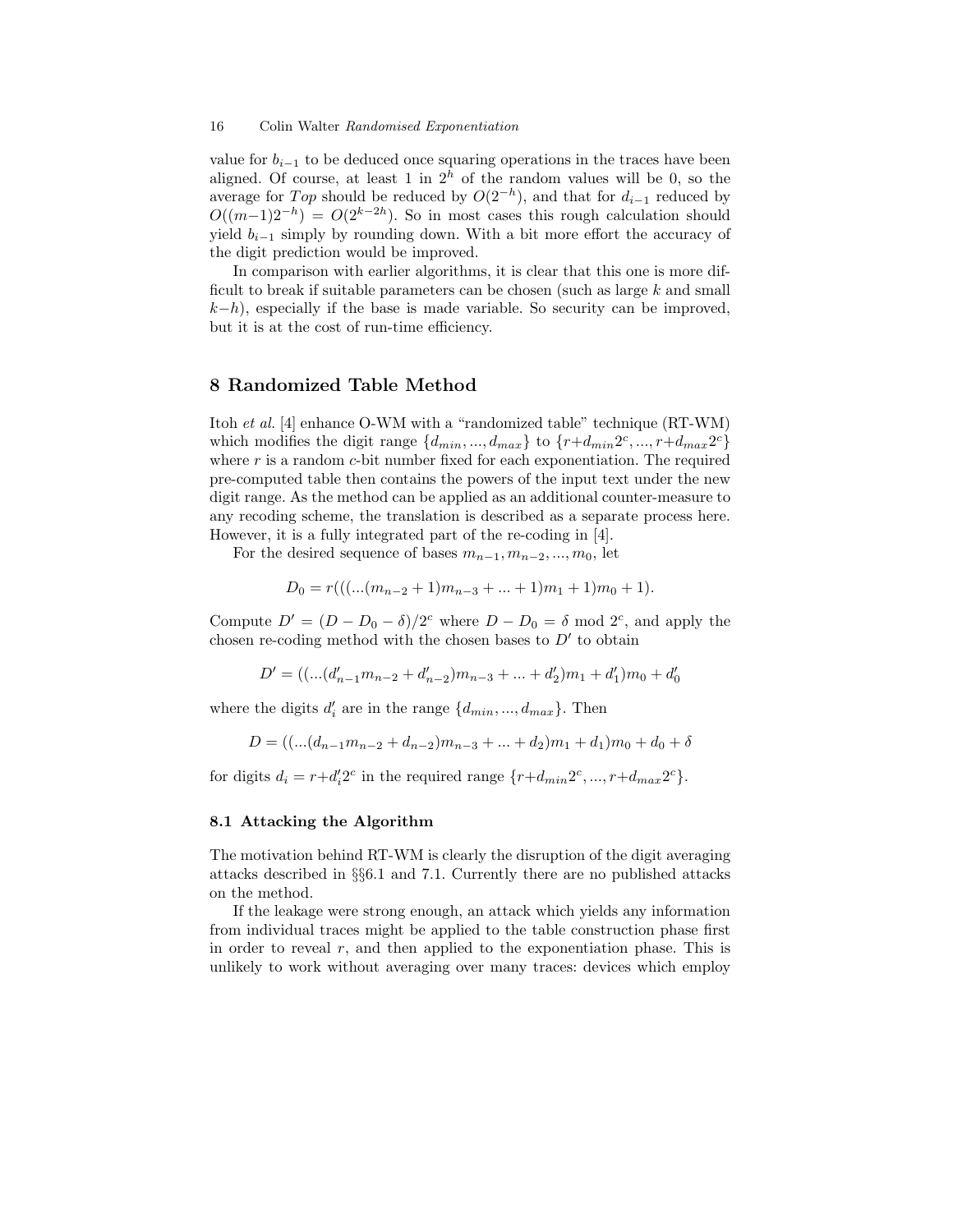value for $b_{i-1}$ to be deduced once squaring operations in the traces have been aligned. Of course, at least 1 in $2^h$ of the random values will be 0, so the average for $Top$ should be reduced by $O(2^{-h})$, and that for $d_{i-1}$ reduced by $O((m-1)2^{-h}) = O(2^{k-2h})$. So in most cases this rough calculation should yield $b_{i-1}$ simply by rounding down. With a bit more effort the accuracy of the digit prediction would be improved.

In comparison with earlier algorithms, it is clear that this one is more difficult to break if suitable parameters can be chosen (such as large $k$ and small $k-h$), especially if the base is made variable. So security can be improved, but it is at the cost of run-time efficiency.

## 8 Randomized Table Method

Itoh *et al.* [4] enhance O-WM with a "randomized table" technique (RT-WM) which modifies the digit range $\{d_{min}, ..., d_{max}\}$ to $\{r+d_{min}2^c, ..., r+d_{max}2^c\}$ where $r$ is a random $c$-bit number fixed for each exponentiation. The required pre-computed table then contains the powers of the input text under the new digit range. As the method can be applied as an additional counter-measure to any recoding scheme, the translation is described as a separate process here. However, it is a fully integrated part of the re-coding in [4].

For the desired sequence of bases $m_{n-1}, m_{n-2}, ..., m_0$, let

$$D_0 = r(((...(m_{n-2}+1)m_{n-3} + ... + 1)m_1 + 1)m_0 + 1).$$

Compute $D' = (D - D_0 - \delta)/2^c$ where $D - D_0 = \delta \bmod 2^c$, and apply the chosen re-coding method with the chosen bases to $D'$ to obtain

$$D' = ((...(d'_{n-1}m_{n-2} + d'_{n-2})m_{n-3} + ... + d'_2)m_1 + d'_1)m_0 + d'_0$$

where the digits $d'_i$ are in the range $\{d_{min}, ..., d_{max}\}$. Then

$$D = ((...(d_{n-1}m_{n-2} + d_{n-2})m_{n-3} + ... + d_2)m_1 + d_1)m_0 + d_0 + \delta$$

for digits $d_i = r + d'_i 2^c$ in the required range $\{r+d_{min}2^c, ..., r+d_{max}2^c\}$.

### 8.1 Attacking the Algorithm

The motivation behind RT-WM is clearly the disruption of the digit averaging attacks described in §§6.1 and 7.1. Currently there are no published attacks on the method.

If the leakage were strong enough, an attack which yields any information from individual traces might be applied to the table construction phase first in order to reveal $r$, and then applied to the exponentiation phase. This is unlikely to work without averaging over many traces: devices which employ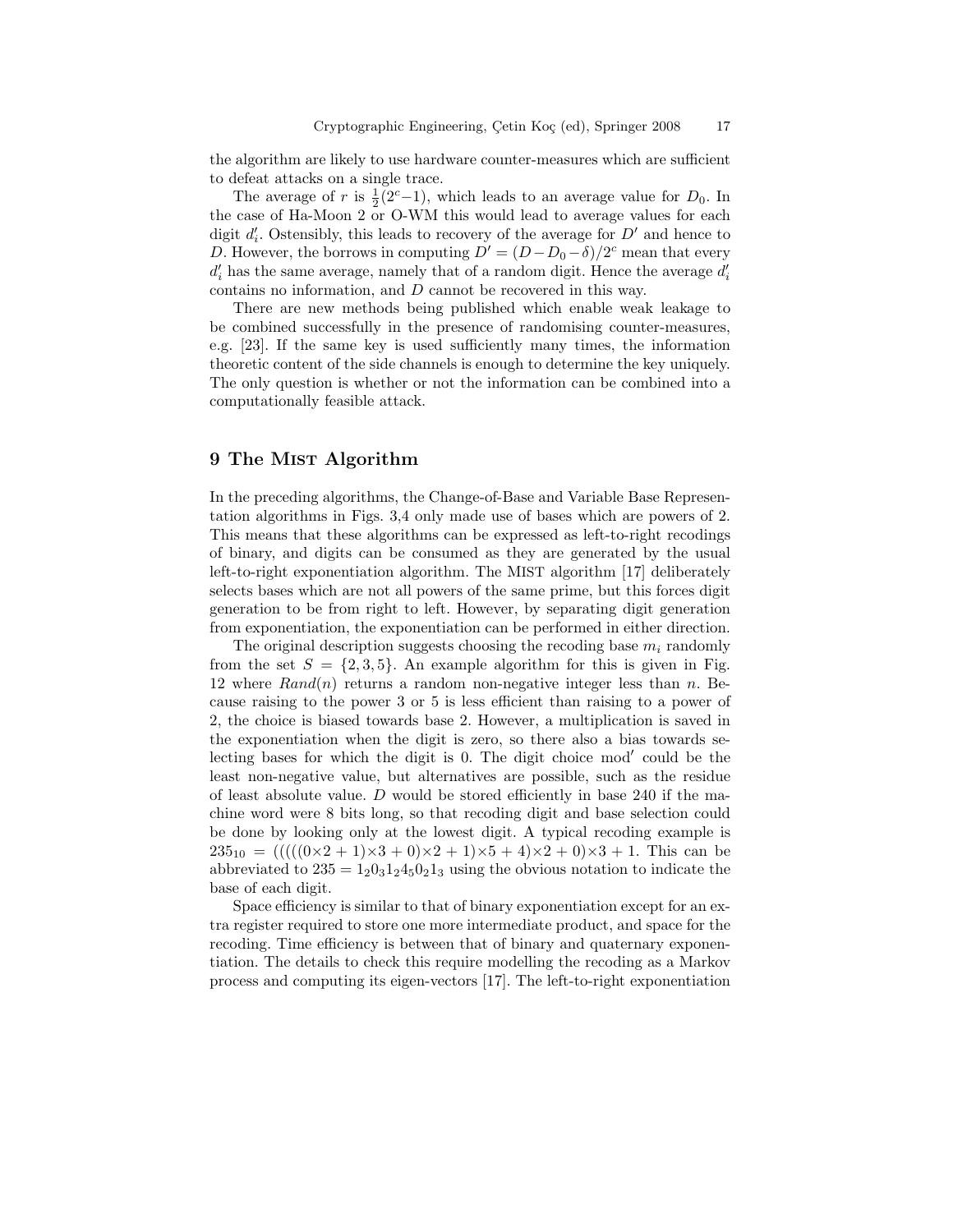the algorithm are likely to use hardware counter-measures which are sufficient to defeat attacks on a single trace.

The average of $r$ is $\frac{1}{2}(2^c-1)$, which leads to an average value for $D_0$. In the case of Ha-Moon 2 or O-WM this would lead to average values for each digit $d'_i$. Ostensibly, this leads to recovery of the average for $D'$ and hence to $D$. However, the borrows in computing $D' = (D - D_0 - \delta)/2^c$ mean that every $d'_i$ has the same average, namely that of a random digit. Hence the average $d'_i$ contains no information, and $D$ cannot be recovered in this way.

There are new methods being published which enable weak leakage to be combined successfully in the presence of randomising counter-measures, e.g. [23]. If the same key is used sufficiently many times, the information theoretic content of the side channels is enough to determine the key uniquely. The only question is whether or not the information can be combined into a computationally feasible attack.

## 9 The Mist Algorithm

In the preceding algorithms, the Change-of-Base and Variable Base Representation algorithms in Figs. 3,4 only made use of bases which are powers of 2. This means that these algorithms can be expressed as left-to-right recodings of binary, and digits can be consumed as they are generated by the usual left-to-right exponentiation algorithm. The MIST algorithm [17] deliberately selects bases which are not all powers of the same prime, but this forces digit generation to be from right to left. However, by separating digit generation from exponentiation, the exponentiation can be performed in either direction.

The original description suggests choosing the recoding base $m_i$ randomly from the set $S = \{2, 3, 5\}$. An example algorithm for this is given in Fig. 12 where *Rand*($n$) returns a random non-negative integer less than $n$. Because raising to the power 3 or 5 is less efficient than raising to a power of 2, the choice is biased towards base 2. However, a multiplication is saved in the exponentiation when the digit is zero, so there also a bias towards selecting bases for which the digit is 0. The digit choice $\mathrm{mod}'$ could be the least non-negative value, but alternatives are possible, such as the residue of least absolute value. $D$ would be stored efficiently in base 240 if the machine word were 8 bits long, so that recoding digit and base selection could be done by looking only at the lowest digit. A typical recoding example is $235_{10} = ((((((0{\times}2 + 1){\times}3 + 0){\times}2 + 1){\times}5 + 4){\times}2 + 0){\times}3 + 1$. This can be abbreviated to $235 = 1_2 0_3 1_2 4_5 0_2 1_3$ using the obvious notation to indicate the base of each digit.

Space efficiency is similar to that of binary exponentiation except for an extra register required to store one more intermediate product, and space for the recoding. Time efficiency is between that of binary and quaternary exponentiation. The details to check this require modelling the recoding as a Markov process and computing its eigen-vectors [17]. The left-to-right exponentiation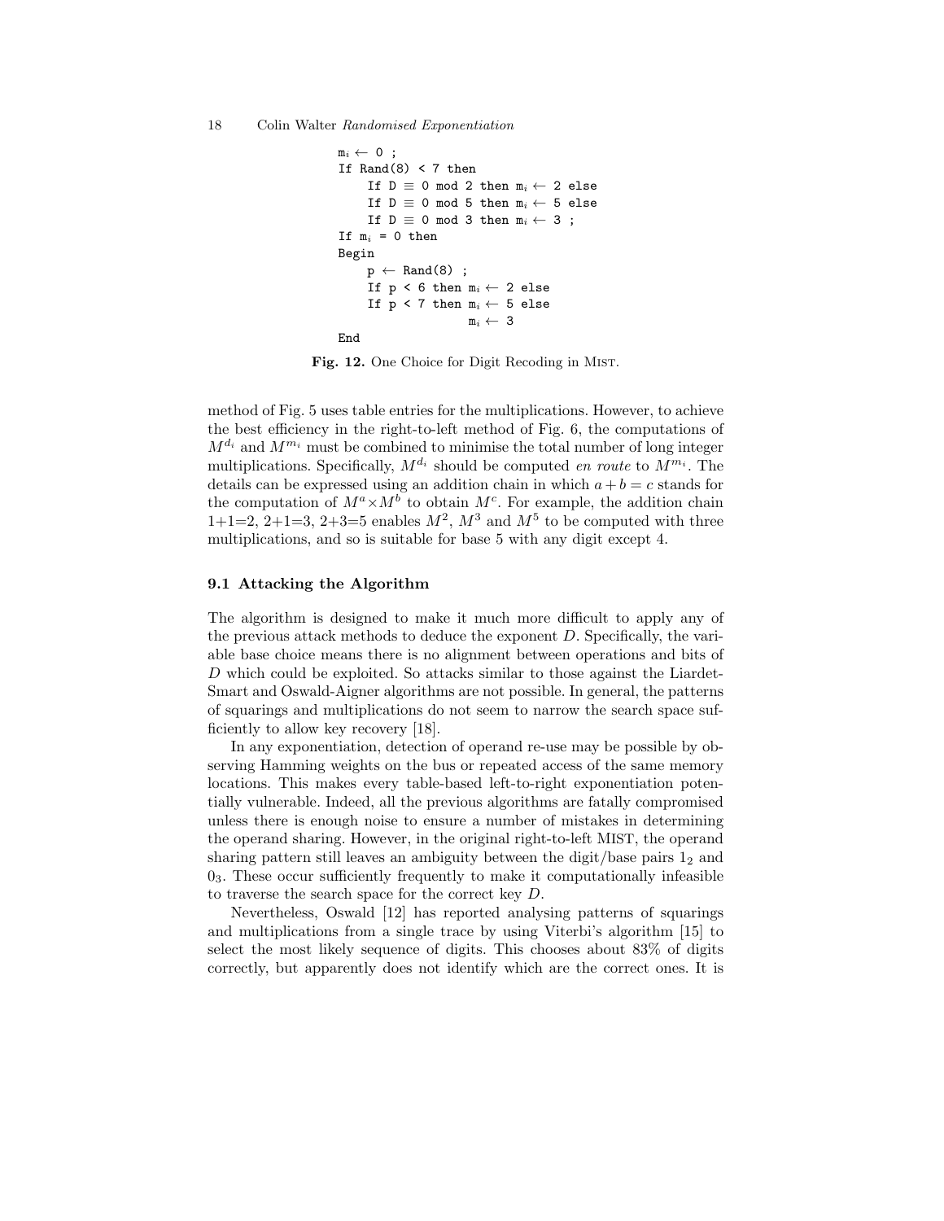```
mᵢ ← 0 ;
If Rand(8) < 7 then
    If D ≡ 0 mod 2 then mᵢ ← 2 else
    If D ≡ 0 mod 5 then mᵢ ← 5 else
    If D ≡ 0 mod 3 then mᵢ ← 3 ;
If mᵢ = 0 then
Begin
    p ← Rand(8) ;
    If p < 6 then mᵢ ← 2 else
    If p < 7 then mᵢ ← 5 else
                  mᵢ ← 3
End
```

**Fig. 12.** One Choice for Digit Recoding in MIST.

method of Fig. 5 uses table entries for the multiplications. However, to achieve the best efficiency in the right-to-left method of Fig. 6, the computations of $M^{d_i}$ and $M^{m_i}$ must be combined to minimise the total number of long integer multiplications. Specifically, $M^{d_i}$ should be computed *en route* to $M^{m_i}$. The details can be expressed using an addition chain in which $a+b=c$ stands for the computation of $M^a \times M^b$ to obtain $M^c$. For example, the addition chain 1+1=2, 2+1=3, 2+3=5 enables $M^2$, $M^3$ and $M^5$ to be computed with three multiplications, and so is suitable for base 5 with any digit except 4.

### 9.1 Attacking the Algorithm

The algorithm is designed to make it much more difficult to apply any of the previous attack methods to deduce the exponent $D$. Specifically, the variable base choice means there is no alignment between operations and bits of $D$ which could be exploited. So attacks similar to those against the Liardet-Smart and Oswald-Aigner algorithms are not possible. In general, the patterns of squarings and multiplications do not seem to narrow the search space sufficiently to allow key recovery [18].

In any exponentiation, detection of operand re-use may be possible by observing Hamming weights on the bus or repeated access of the same memory locations. This makes every table-based left-to-right exponentiation potentially vulnerable. Indeed, all the previous algorithms are fatally compromised unless there is enough noise to ensure a number of mistakes in determining the operand sharing. However, in the original right-to-left MIST, the operand sharing pattern still leaves an ambiguity between the digit/base pairs $1_2$ and $0_3$. These occur sufficiently frequently to make it computationally infeasible to traverse the search space for the correct key $D$.

Nevertheless, Oswald [12] has reported analysing patterns of squarings and multiplications from a single trace by using Viterbi's algorithm [15] to select the most likely sequence of digits. This chooses about 83% of digits correctly, but apparently does not identify which are the correct ones. It is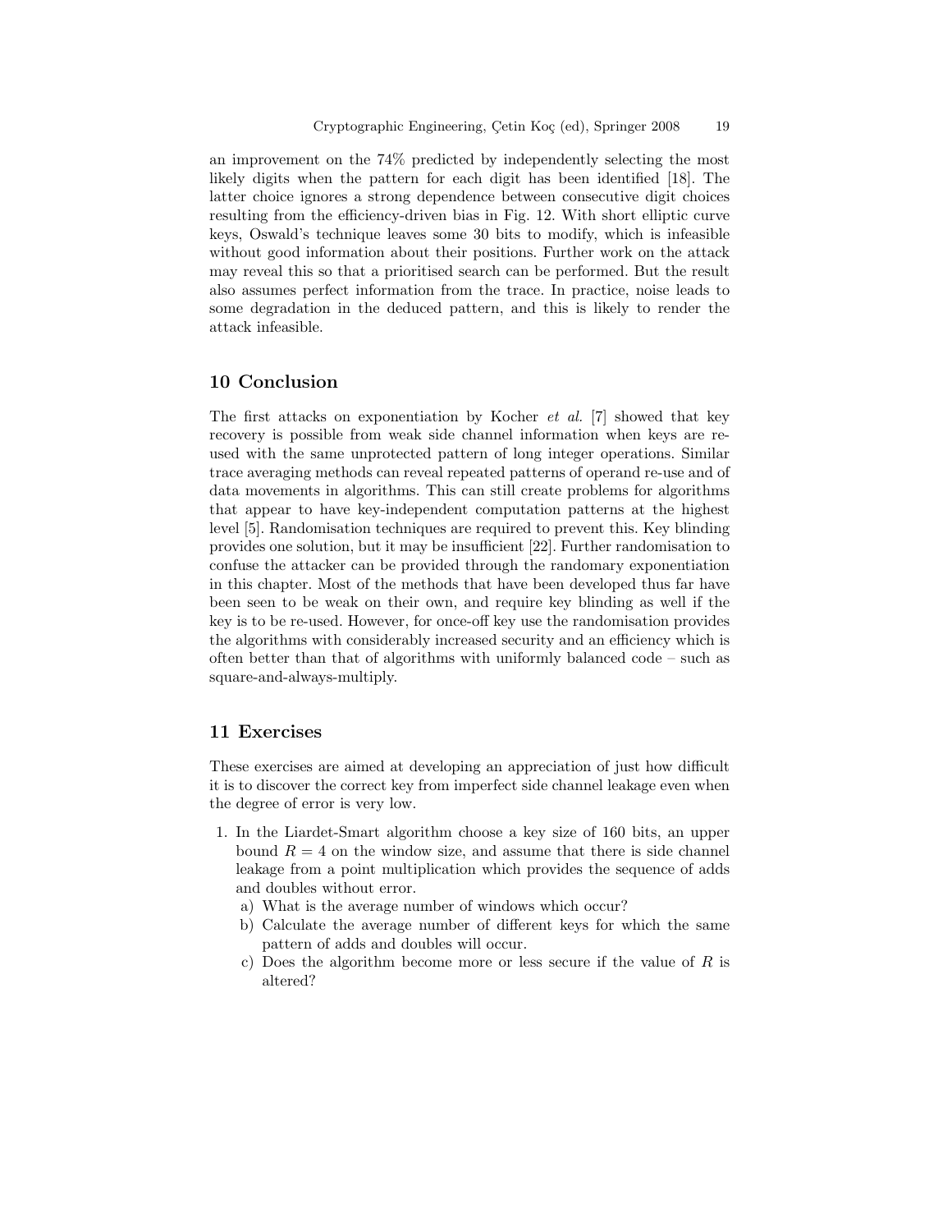an improvement on the 74% predicted by independently selecting the most likely digits when the pattern for each digit has been identified [18]. The latter choice ignores a strong dependence between consecutive digit choices resulting from the efficiency-driven bias in Fig. 12. With short elliptic curve keys, Oswald's technique leaves some 30 bits to modify, which is infeasible without good information about their positions. Further work on the attack may reveal this so that a prioritised search can be performed. But the result also assumes perfect information from the trace. In practice, noise leads to some degradation in the deduced pattern, and this is likely to render the attack infeasible.

## 10 Conclusion

The first attacks on exponentiation by Kocher *et al.* [7] showed that key recovery is possible from weak side channel information when keys are re-used with the same unprotected pattern of long integer operations. Similar trace averaging methods can reveal repeated patterns of operand re-use and of data movements in algorithms. This can still create problems for algorithms that appear to have key-independent computation patterns at the highest level [5]. Randomisation techniques are required to prevent this. Key blinding provides one solution, but it may be insufficient [22]. Further randomisation to confuse the attacker can be provided through the randomary exponentiation in this chapter. Most of the methods that have been developed thus far have been seen to be weak on their own, and require key blinding as well if the key is to be re-used. However, for once-off key use the randomisation provides the algorithms with considerably increased security and an efficiency which is often better than that of algorithms with uniformly balanced code – such as square-and-always-multiply.

## 11 Exercises

These exercises are aimed at developing an appreciation of just how difficult it is to discover the correct key from imperfect side channel leakage even when the degree of error is very low.

1. In the Liardet-Smart algorithm choose a key size of 160 bits, an upper bound $R = 4$ on the window size, and assume that there is side channel leakage from a point multiplication which provides the sequence of adds and doubles without error.
   a) What is the average number of windows which occur?
   b) Calculate the average number of different keys for which the same pattern of adds and doubles will occur.
   c) Does the algorithm become more or less secure if the value of $R$ is altered?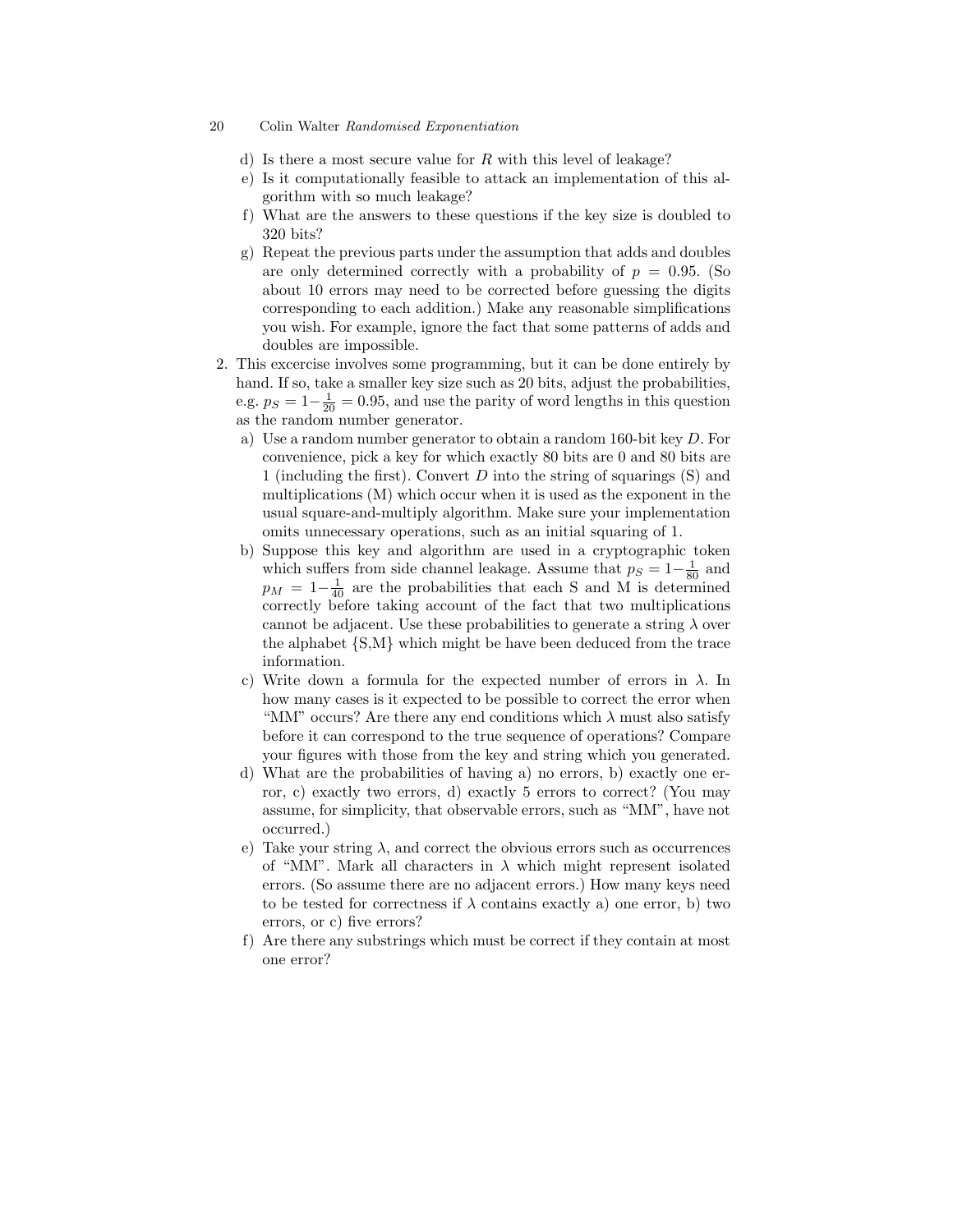d) Is there a most secure value for $R$ with this level of leakage?
e) Is it computationally feasible to attack an implementation of this algorithm with so much leakage?
f) What are the answers to these questions if the key size is doubled to 320 bits?
g) Repeat the previous parts under the assumption that adds and doubles are only determined correctly with a probability of $p = 0.95$. (So about 10 errors may need to be corrected before guessing the digits corresponding to each addition.) Make any reasonable simplifications you wish. For example, ignore the fact that some patterns of adds and doubles are impossible.

2. This excercise involves some programming, but it can be done entirely by hand. If so, take a smaller key size such as 20 bits, adjust the probabilities, e.g. $p_S = 1 - \frac{1}{20} = 0.95$, and use the parity of word lengths in this question as the random number generator.
   a) Use a random number generator to obtain a random 160-bit key $D$. For convenience, pick a key for which exactly 80 bits are 0 and 80 bits are 1 (including the first). Convert $D$ into the string of squarings (S) and multiplications (M) which occur when it is used as the exponent in the usual square-and-multiply algorithm. Make sure your implementation omits unnecessary operations, such as an initial squaring of 1.
   b) Suppose this key and algorithm are used in a cryptographic token which suffers from side channel leakage. Assume that $p_S = 1 - \frac{1}{80}$ and $p_M = 1 - \frac{1}{40}$ are the probabilities that each S and M is determined correctly before taking account of the fact that two multiplications cannot be adjacent. Use these probabilities to generate a string $\lambda$ over the alphabet {S,M} which might be have been deduced from the trace information.
   c) Write down a formula for the expected number of errors in $\lambda$. In how many cases is it expected to be possible to correct the error when "MM" occurs? Are there any end conditions which $\lambda$ must also satisfy before it can correspond to the true sequence of operations? Compare your figures with those from the key and string which you generated.
   d) What are the probabilities of having a) no errors, b) exactly one error, c) exactly two errors, d) exactly 5 errors to correct? (You may assume, for simplicity, that observable errors, such as "MM", have not occurred.)
   e) Take your string $\lambda$, and correct the obvious errors such as occurrences of "MM". Mark all characters in $\lambda$ which might represent isolated errors. (So assume there are no adjacent errors.) How many keys need to be tested for correctness if $\lambda$ contains exactly a) one error, b) two errors, or c) five errors?
   f) Are there any substrings which must be correct if they contain at most one error?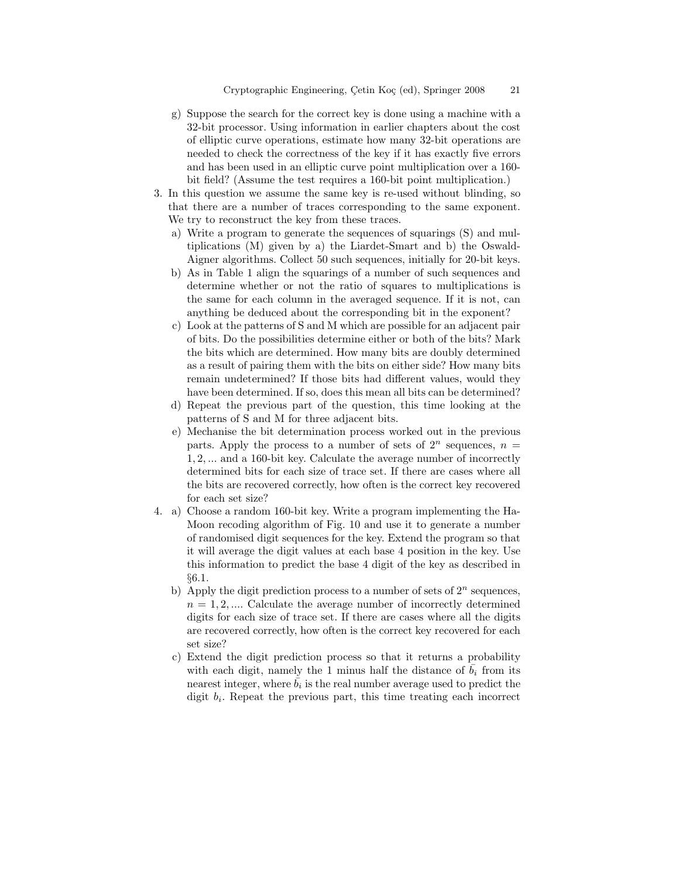g) Suppose the search for the correct key is done using a machine with a 32-bit processor. Using information in earlier chapters about the cost of elliptic curve operations, estimate how many 32-bit operations are needed to check the correctness of the key if it has exactly five errors and has been used in an elliptic curve point multiplication over a 160-bit field? (Assume the test requires a 160-bit point multiplication.)

3. In this question we assume the same key is re-used without blinding, so that there are a number of traces corresponding to the same exponent. We try to reconstruct the key from these traces.
   a) Write a program to generate the sequences of squarings (S) and multiplications (M) given by a) the Liardet-Smart and b) the Oswald-Aigner algorithms. Collect 50 such sequences, initially for 20-bit keys.
   b) As in Table 1 align the squarings of a number of such sequences and determine whether or not the ratio of squares to multiplications is the same for each column in the averaged sequence. If it is not, can anything be deduced about the corresponding bit in the exponent?
   c) Look at the patterns of S and M which are possible for an adjacent pair of bits. Do the possibilities determine either or both of the bits? Mark the bits which are determined. How many bits are doubly determined as a result of pairing them with the bits on either side? How many bits remain undetermined? If those bits had different values, would they have been determined. If so, does this mean all bits can be determined?
   d) Repeat the previous part of the question, this time looking at the patterns of S and M for three adjacent bits.
   e) Mechanise the bit determination process worked out in the previous parts. Apply the process to a number of sets of $2^n$ sequences, $n = 1, 2, ...$ and a 160-bit key. Calculate the average number of incorrectly determined bits for each size of trace set. If there are cases where all the bits are recovered correctly, how often is the correct key recovered for each set size?

4. a) Choose a random 160-bit key. Write a program implementing the Ha-Moon recoding algorithm of Fig. 10 and use it to generate a number of randomised digit sequences for the key. Extend the program so that it will average the digit values at each base 4 position in the key. Use this information to predict the base 4 digit of the key as described in §6.1.
   b) Apply the digit prediction process to a number of sets of $2^n$ sequences, $n = 1, 2, ....$ Calculate the average number of incorrectly determined digits for each size of trace set. If there are cases where all the digits are recovered correctly, how often is the correct key recovered for each set size?
   c) Extend the digit prediction process so that it returns a probability with each digit, namely the 1 minus half the distance of $\bar{b}_i$ from its nearest integer, where $\bar{b}_i$ is the real number average used to predict the digit $b_i$. Repeat the previous part, this time treating each incorrect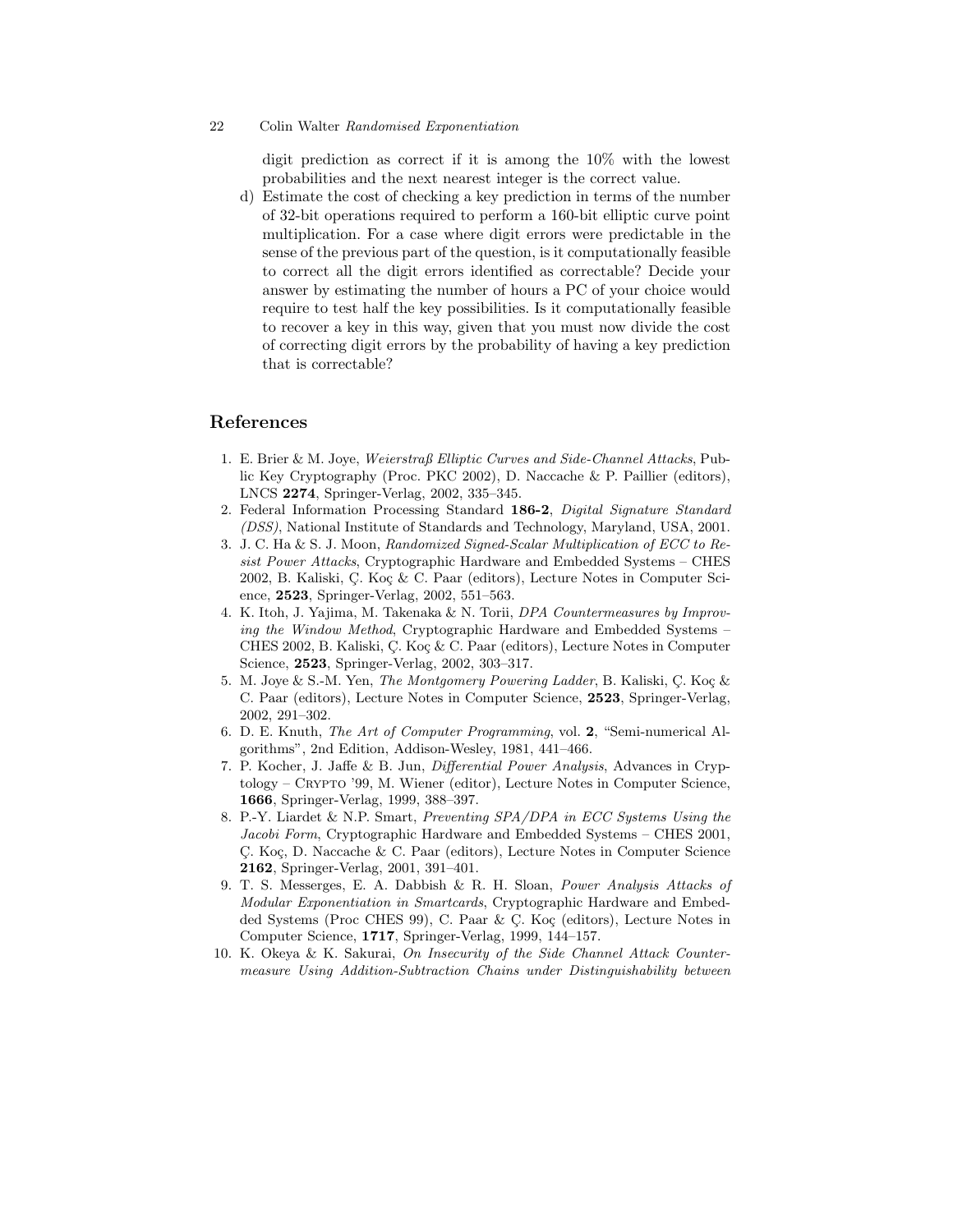digit prediction as correct if it is among the 10% with the lowest probabilities and the next nearest integer is the correct value.

d) Estimate the cost of checking a key prediction in terms of the number of 32-bit operations required to perform a 160-bit elliptic curve point multiplication. For a case where digit errors were predictable in the sense of the previous part of the question, is it computationally feasible to correct all the digit errors identified as correctable? Decide your answer by estimating the number of hours a PC of your choice would require to test half the key possibilities. Is it computationally feasible to recover a key in this way, given that you must now divide the cost of correcting digit errors by the probability of having a key prediction that is correctable?

## References

1. E. Brier & M. Joye, *Weierstraß Elliptic Curves and Side-Channel Attacks*, Public Key Cryptography (Proc. PKC 2002), D. Naccache & P. Paillier (editors), LNCS **2274**, Springer-Verlag, 2002, 335–345.
2. Federal Information Processing Standard **186-2**, *Digital Signature Standard (DSS)*, National Institute of Standards and Technology, Maryland, USA, 2001.
3. J. C. Ha & S. J. Moon, *Randomized Signed-Scalar Multiplication of ECC to Resist Power Attacks*, Cryptographic Hardware and Embedded Systems – CHES 2002, B. Kaliski, Ç. Koç & C. Paar (editors), Lecture Notes in Computer Science, **2523**, Springer-Verlag, 2002, 551–563.
4. K. Itoh, J. Yajima, M. Takenaka & N. Torii, *DPA Countermeasures by Improving the Window Method*, Cryptographic Hardware and Embedded Systems – CHES 2002, B. Kaliski, Ç. Koç & C. Paar (editors), Lecture Notes in Computer Science, **2523**, Springer-Verlag, 2002, 303–317.
5. M. Joye & S.-M. Yen, *The Montgomery Powering Ladder*, B. Kaliski, Ç. Koç & C. Paar (editors), Lecture Notes in Computer Science, **2523**, Springer-Verlag, 2002, 291–302.
6. D. E. Knuth, *The Art of Computer Programming*, vol. **2**, "Semi-numerical Algorithms", 2nd Edition, Addison-Wesley, 1981, 441–466.
7. P. Kocher, J. Jaffe & B. Jun, *Differential Power Analysis*, Advances in Cryptology – Crypto '99, M. Wiener (editor), Lecture Notes in Computer Science, **1666**, Springer-Verlag, 1999, 388–397.
8. P.-Y. Liardet & N.P. Smart, *Preventing SPA/DPA in ECC Systems Using the Jacobi Form*, Cryptographic Hardware and Embedded Systems – CHES 2001, Ç. Koç, D. Naccache & C. Paar (editors), Lecture Notes in Computer Science **2162**, Springer-Verlag, 2001, 391–401.
9. T. S. Messerges, E. A. Dabbish & R. H. Sloan, *Power Analysis Attacks of Modular Exponentiation in Smartcards*, Cryptographic Hardware and Embedded Systems (Proc CHES 99), C. Paar & Ç. Koç (editors), Lecture Notes in Computer Science, **1717**, Springer-Verlag, 1999, 144–157.
10. K. Okeya & K. Sakurai, *On Insecurity of the Side Channel Attack Countermeasure Using Addition-Subtraction Chains under Distinguishability between*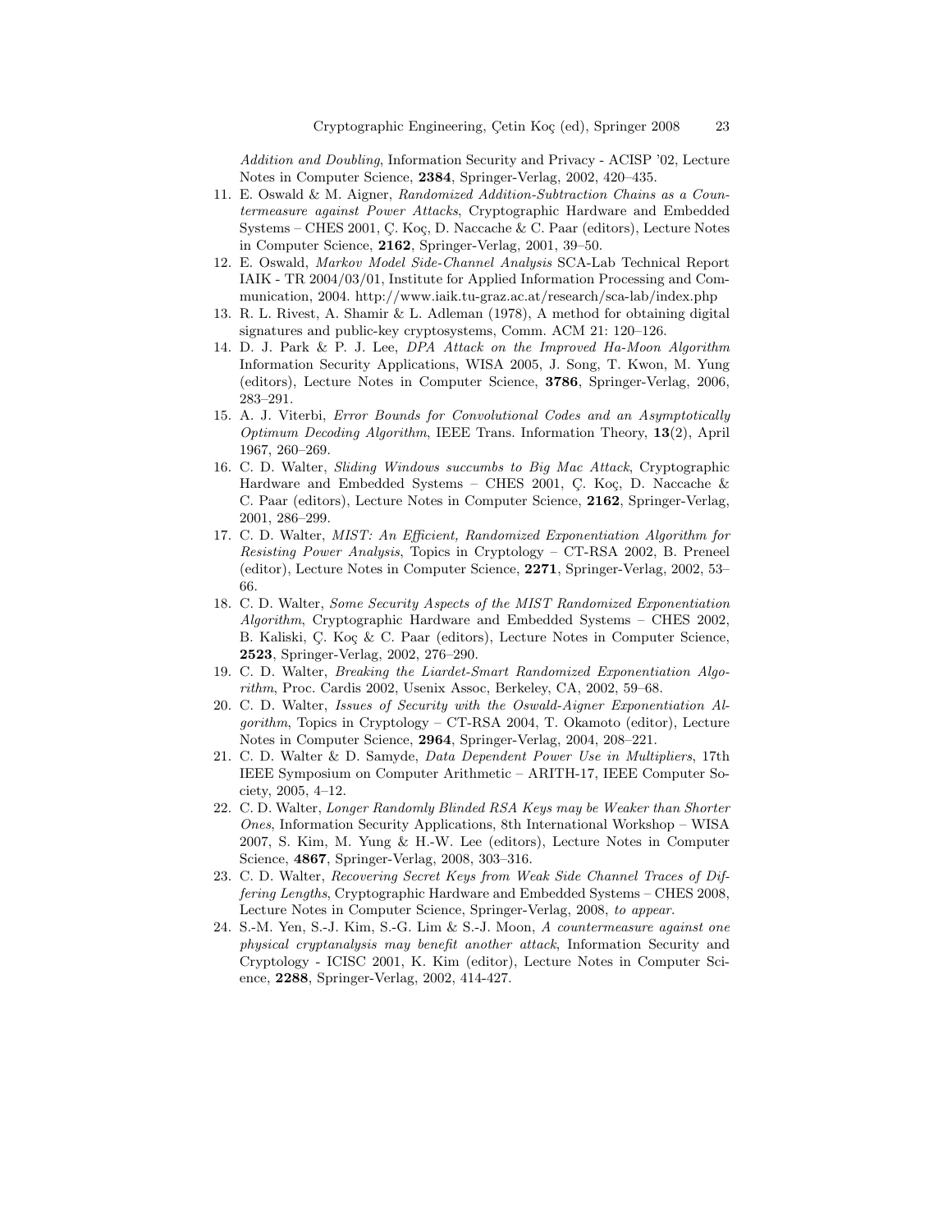*Addition and Doubling*, Information Security and Privacy - ACISP '02, Lecture Notes in Computer Science, **2384**, Springer-Verlag, 2002, 420–435.

11. E. Oswald & M. Aigner, *Randomized Addition-Subtraction Chains as a Countermeasure against Power Attacks*, Cryptographic Hardware and Embedded Systems – CHES 2001, Ç. Koç, D. Naccache & C. Paar (editors), Lecture Notes in Computer Science, **2162**, Springer-Verlag, 2001, 39–50.
12. E. Oswald, *Markov Model Side-Channel Analysis* SCA-Lab Technical Report IAIK - TR 2004/03/01, Institute for Applied Information Processing and Communication, 2004. http://www.iaik.tu-graz.ac.at/research/sca-lab/index.php
13. R. L. Rivest, A. Shamir & L. Adleman (1978), A method for obtaining digital signatures and public-key cryptosystems, Comm. ACM 21: 120–126.
14. D. J. Park & P. J. Lee, *DPA Attack on the Improved Ha-Moon Algorithm* Information Security Applications, WISA 2005, J. Song, T. Kwon, M. Yung (editors), Lecture Notes in Computer Science, **3786**, Springer-Verlag, 2006, 283–291.
15. A. J. Viterbi, *Error Bounds for Convolutional Codes and an Asymptotically Optimum Decoding Algorithm*, IEEE Trans. Information Theory, **13**(2), April 1967, 260–269.
16. C. D. Walter, *Sliding Windows succumbs to Big Mac Attack*, Cryptographic Hardware and Embedded Systems – CHES 2001, Ç. Koç, D. Naccache & C. Paar (editors), Lecture Notes in Computer Science, **2162**, Springer-Verlag, 2001, 286–299.
17. C. D. Walter, *MIST: An Efficient, Randomized Exponentiation Algorithm for Resisting Power Analysis*, Topics in Cryptology – CT-RSA 2002, B. Preneel (editor), Lecture Notes in Computer Science, **2271**, Springer-Verlag, 2002, 53–66.
18. C. D. Walter, *Some Security Aspects of the MIST Randomized Exponentiation Algorithm*, Cryptographic Hardware and Embedded Systems – CHES 2002, B. Kaliski, Ç. Koç & C. Paar (editors), Lecture Notes in Computer Science, **2523**, Springer-Verlag, 2002, 276–290.
19. C. D. Walter, *Breaking the Liardet-Smart Randomized Exponentiation Algorithm*, Proc. Cardis 2002, Usenix Assoc, Berkeley, CA, 2002, 59–68.
20. C. D. Walter, *Issues of Security with the Oswald-Aigner Exponentiation Algorithm*, Topics in Cryptology – CT-RSA 2004, T. Okamoto (editor), Lecture Notes in Computer Science, **2964**, Springer-Verlag, 2004, 208–221.
21. C. D. Walter & D. Samyde, *Data Dependent Power Use in Multipliers*, 17th IEEE Symposium on Computer Arithmetic – ARITH-17, IEEE Computer Society, 2005, 4–12.
22. C. D. Walter, *Longer Randomly Blinded RSA Keys may be Weaker than Shorter Ones*, Information Security Applications, 8th International Workshop – WISA 2007, S. Kim, M. Yung & H.-W. Lee (editors), Lecture Notes in Computer Science, **4867**, Springer-Verlag, 2008, 303–316.
23. C. D. Walter, *Recovering Secret Keys from Weak Side Channel Traces of Differing Lengths*, Cryptographic Hardware and Embedded Systems – CHES 2008, Lecture Notes in Computer Science, Springer-Verlag, 2008, *to appear*.
24. S.-M. Yen, S.-J. Kim, S.-G. Lim & S.-J. Moon, *A countermeasure against one physical cryptanalysis may benefit another attack*, Information Security and Cryptology - ICISC 2001, K. Kim (editor), Lecture Notes in Computer Science, **2288**, Springer-Verlag, 2002, 414-427.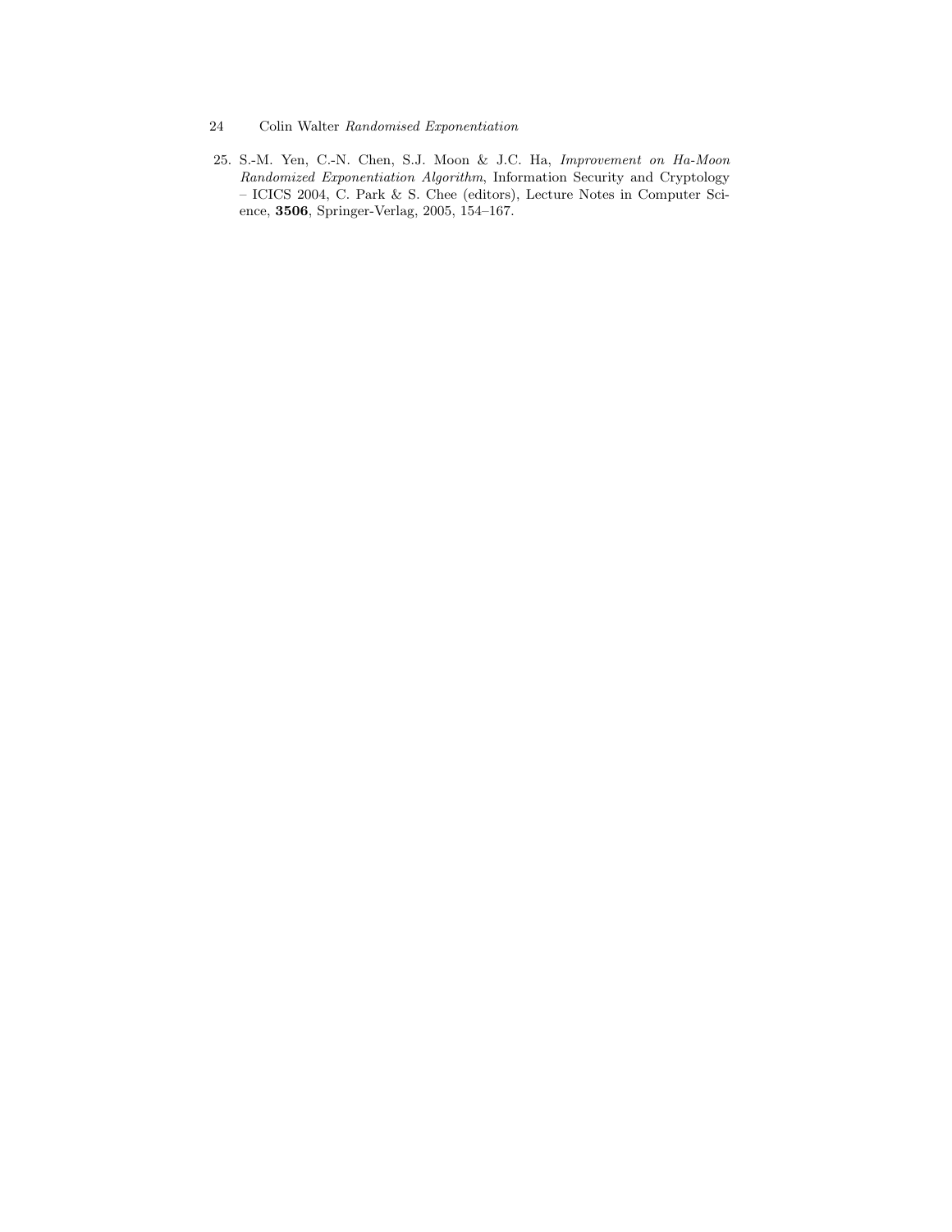25. S.-M. Yen, C.-N. Chen, S.J. Moon & J.C. Ha, *Improvement on Ha-Moon Randomized Exponentiation Algorithm*, Information Security and Cryptology – ICICS 2004, C. Park & S. Chee (editors), Lecture Notes in Computer Science, **3506**, Springer-Verlag, 2005, 154–167.